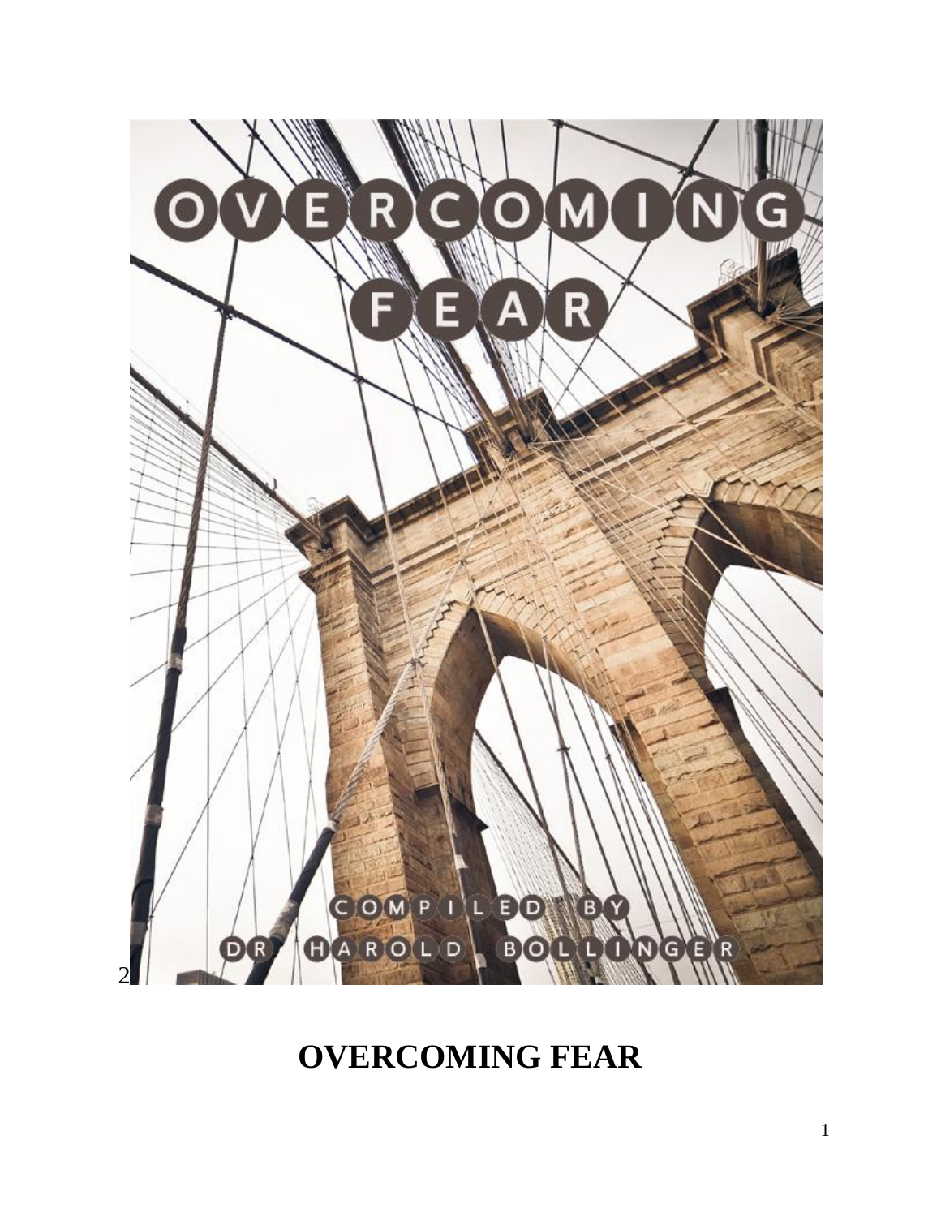# OVERCOMING FEAR

COMPILED BY

DR. HAROLD BOLLINGER

# OVERCOMING FEAR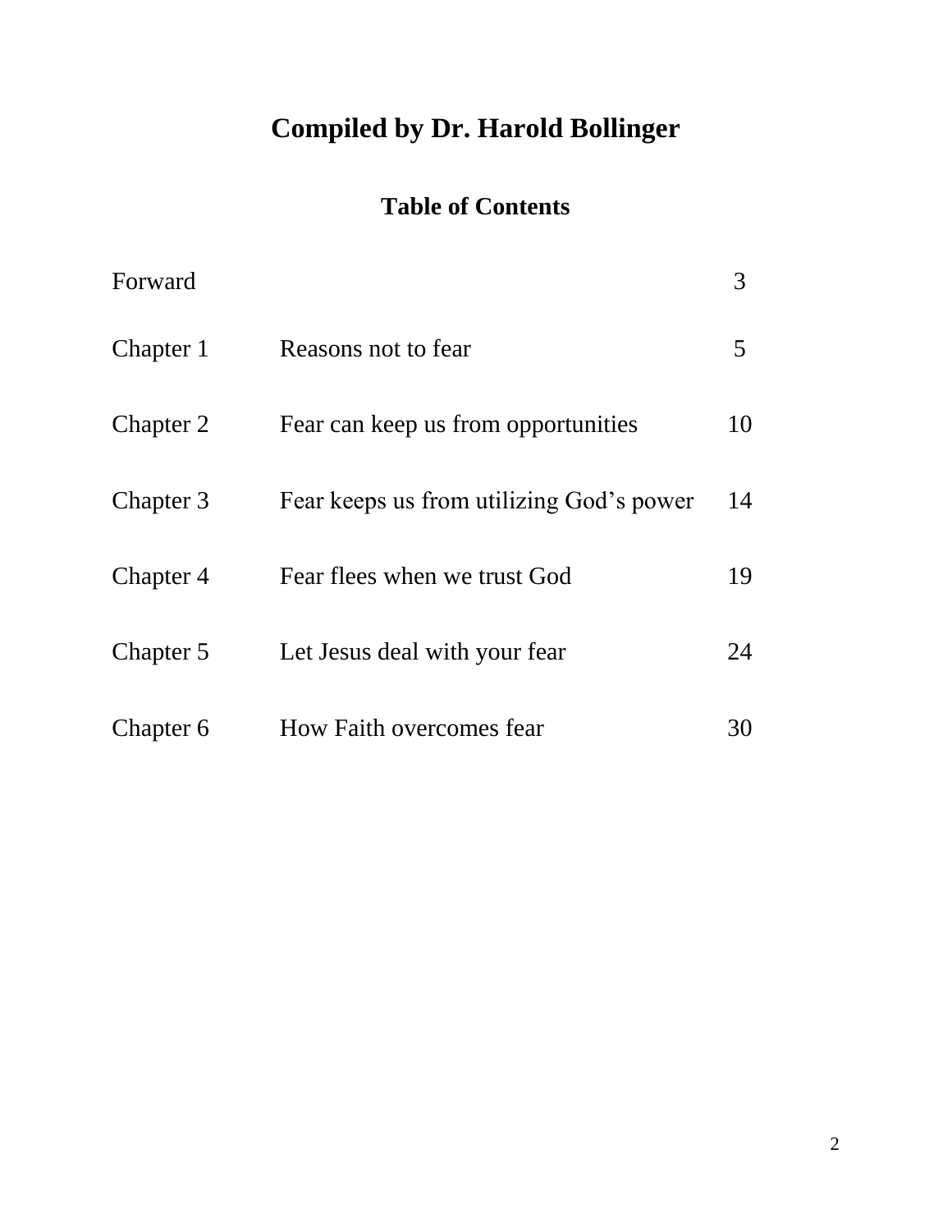# Compiled by Dr. Harold Bollinger

## Table of Contents

| | | |
|---|---|---|
| Forward | | 3 |
| Chapter 1 | Reasons not to fear | 5 |
| Chapter 2 | Fear can keep us from opportunities | 10 |
| Chapter 3 | Fear keeps us from utilizing God's power | 14 |
| Chapter 4 | Fear flees when we trust God | 19 |
| Chapter 5 | Let Jesus deal with your fear | 24 |
| Chapter 6 | How Faith overcomes fear | 30 |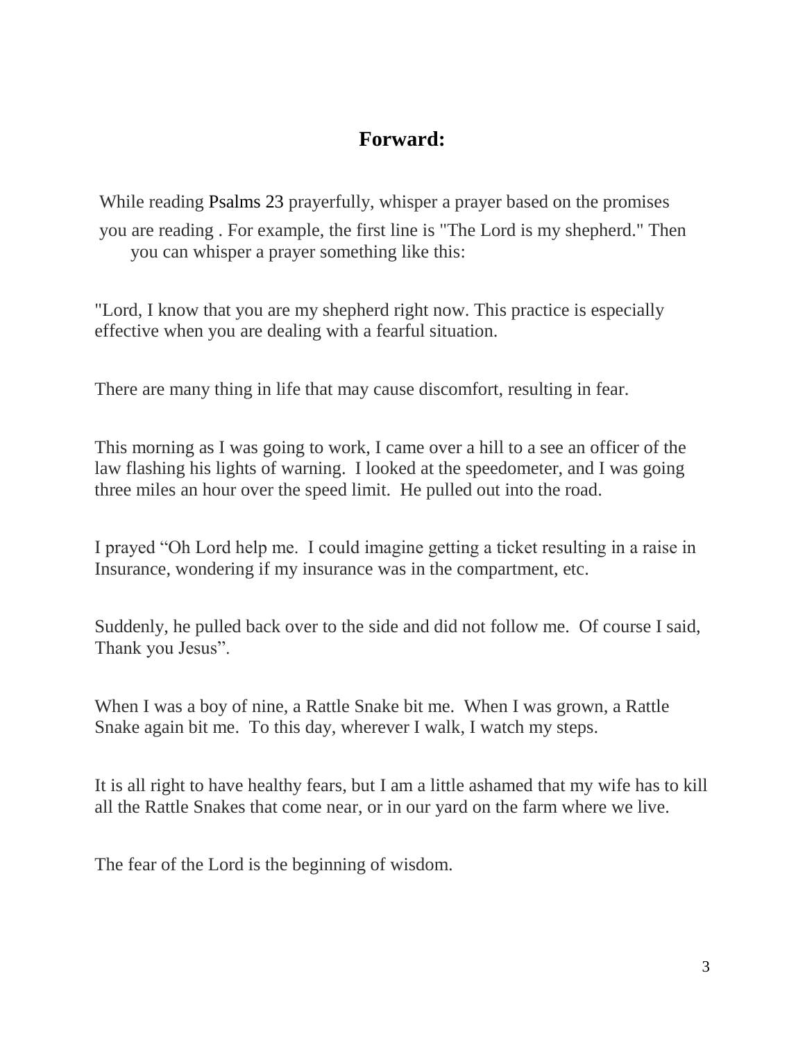# Forward:

While reading Psalms 23 prayerfully, whisper a prayer based on the promises you are reading . For example, the first line is "The Lord is my shepherd." Then you can whisper a prayer something like this:

"Lord, I know that you are my shepherd right now. This practice is especially effective when you are dealing with a fearful situation.

There are many thing in life that may cause discomfort, resulting in fear.

This morning as I was going to work, I came over a hill to a see an officer of the law flashing his lights of warning. I looked at the speedometer, and I was going three miles an hour over the speed limit. He pulled out into the road.

I prayed "Oh Lord help me. I could imagine getting a ticket resulting in a raise in Insurance, wondering if my insurance was in the compartment, etc.

Suddenly, he pulled back over to the side and did not follow me. Of course I said, Thank you Jesus".

When I was a boy of nine, a Rattle Snake bit me. When I was grown, a Rattle Snake again bit me. To this day, wherever I walk, I watch my steps.

It is all right to have healthy fears, but I am a little ashamed that my wife has to kill all the Rattle Snakes that come near, or in our yard on the farm where we live.

The fear of the Lord is the beginning of wisdom.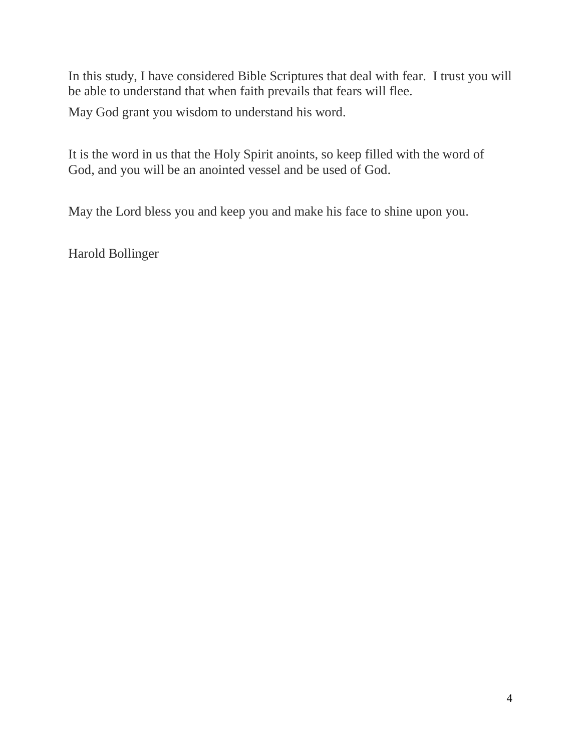In this study, I have considered Bible Scriptures that deal with fear. I trust you will be able to understand that when faith prevails that fears will flee.

May God grant you wisdom to understand his word.

It is the word in us that the Holy Spirit anoints, so keep filled with the word of God, and you will be an anointed vessel and be used of God.

May the Lord bless you and keep you and make his face to shine upon you.

Harold Bollinger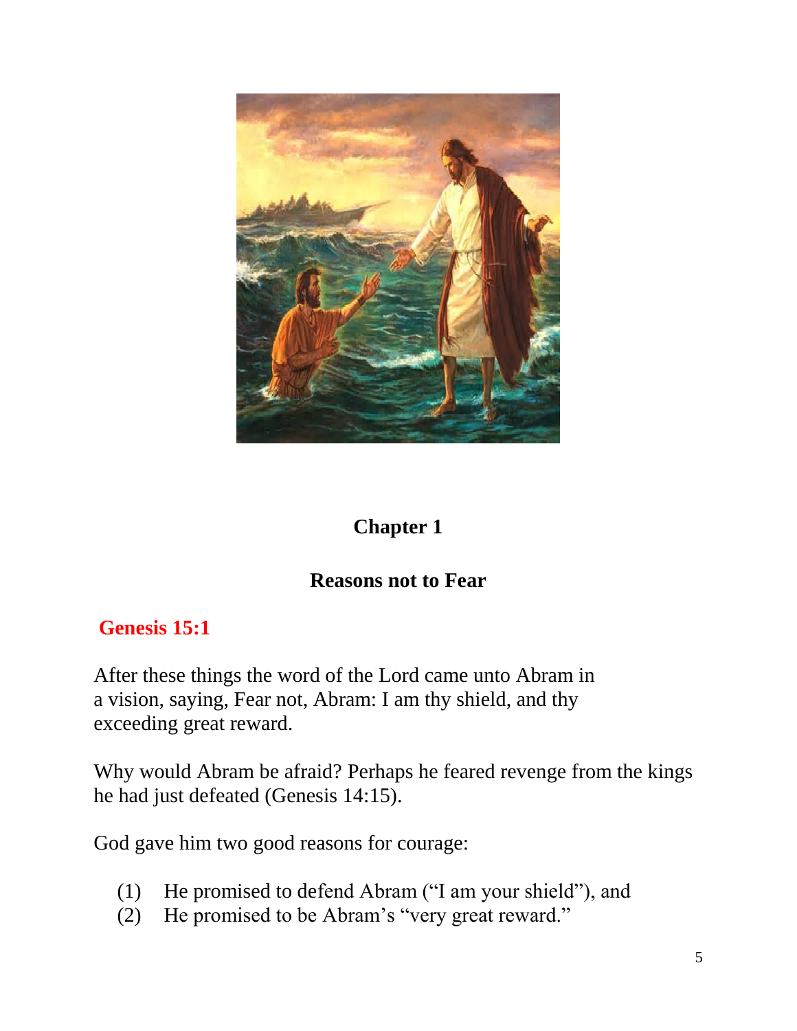# Chapter 1

## Reasons not to Fear

**Genesis 15:1**

After these things the word of the Lord came unto Abram in a vision, saying, Fear not, Abram: I am thy shield, and thy exceeding great reward.

Why would Abram be afraid? Perhaps he feared revenge from the kings he had just defeated (Genesis 14:15).

God gave him two good reasons for courage:

(1) He promised to defend Abram ("I am your shield"), and
(2) He promised to be Abram's "very great reward."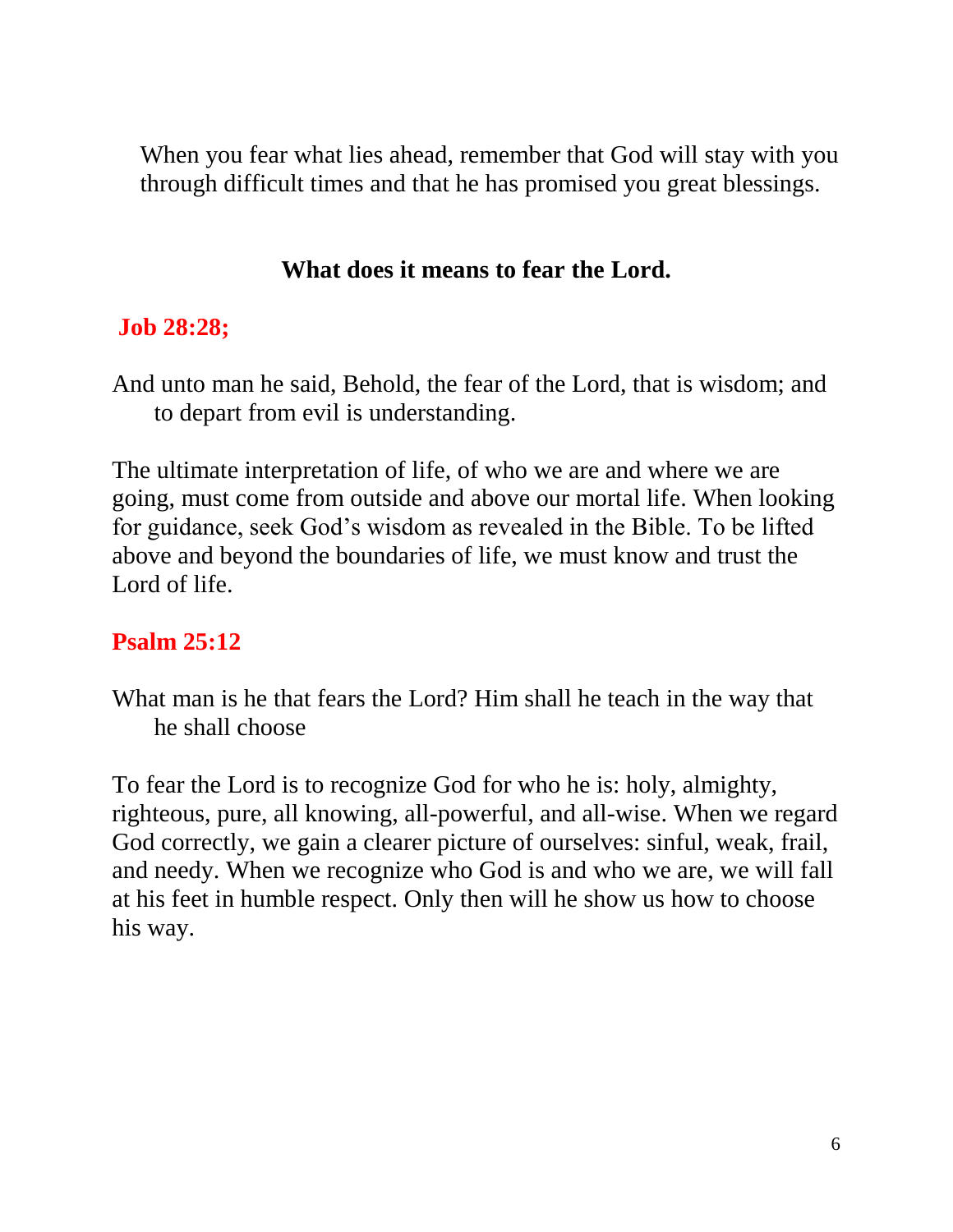When you fear what lies ahead, remember that God will stay with you through difficult times and that he has promised you great blessings.

## What does it means to fear the Lord.

**Job 28:28;**

And unto man he said, Behold, the fear of the Lord, that is wisdom; and to depart from evil is understanding.

The ultimate interpretation of life, of who we are and where we are going, must come from outside and above our mortal life. When looking for guidance, seek God's wisdom as revealed in the Bible. To be lifted above and beyond the boundaries of life, we must know and trust the Lord of life.

**Psalm 25:12**

What man is he that fears the Lord? Him shall he teach in the way that he shall choose

To fear the Lord is to recognize God for who he is: holy, almighty, righteous, pure, all knowing, all-powerful, and all-wise. When we regard God correctly, we gain a clearer picture of ourselves: sinful, weak, frail, and needy. When we recognize who God is and who we are, we will fall at his feet in humble respect. Only then will he show us how to choose his way.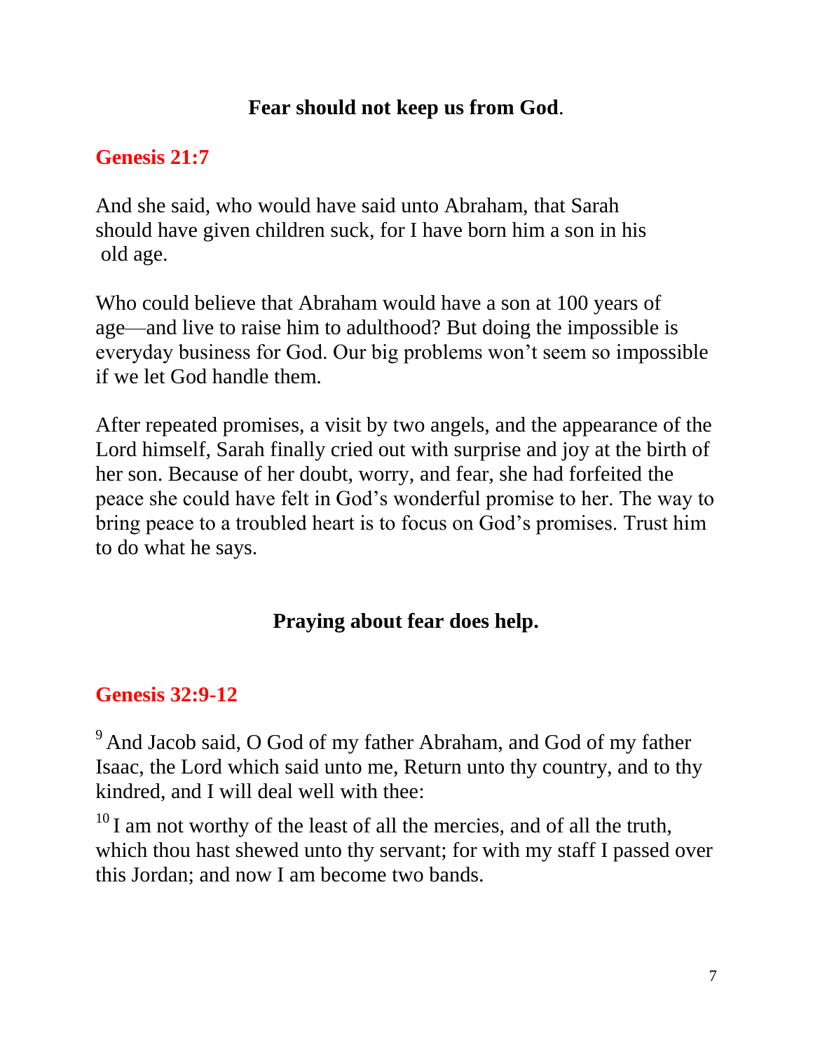## Fear should not keep us from God.

**Genesis 21:7**

And she said, who would have said unto Abraham, that Sarah should have given children suck, for I have born him a son in his old age.

Who could believe that Abraham would have a son at 100 years of age—and live to raise him to adulthood? But doing the impossible is everyday business for God. Our big problems won't seem so impossible if we let God handle them.

After repeated promises, a visit by two angels, and the appearance of the Lord himself, Sarah finally cried out with surprise and joy at the birth of her son. Because of her doubt, worry, and fear, she had forfeited the peace she could have felt in God's wonderful promise to her. The way to bring peace to a troubled heart is to focus on God's promises. Trust him to do what he says.

## Praying about fear does help.

**Genesis 32:9-12**

[9] And Jacob said, O God of my father Abraham, and God of my father Isaac, the Lord which said unto me, Return unto thy country, and to thy kindred, and I will deal well with thee:

[10] I am not worthy of the least of all the mercies, and of all the truth, which thou hast shewed unto thy servant; for with my staff I passed over this Jordan; and now I am become two bands.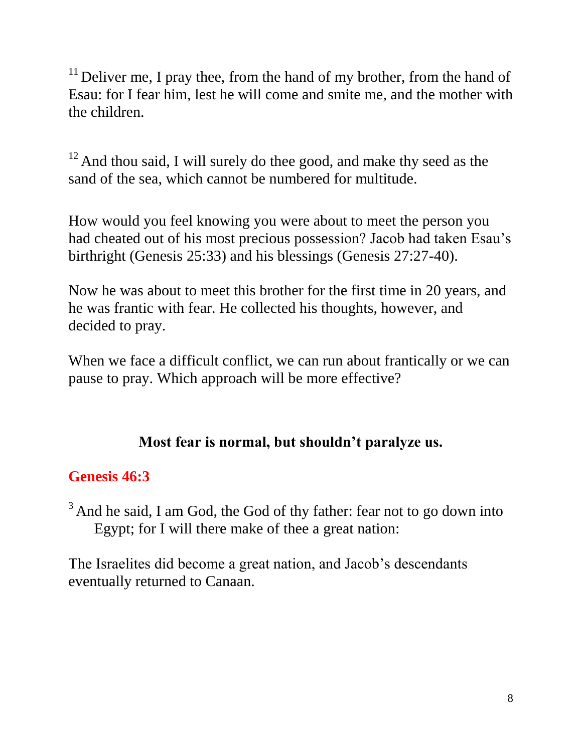[11] Deliver me, I pray thee, from the hand of my brother, from the hand of Esau: for I fear him, lest he will come and smite me, and the mother with the children.

[12] And thou said, I will surely do thee good, and make thy seed as the sand of the sea, which cannot be numbered for multitude.

How would you feel knowing you were about to meet the person you had cheated out of his most precious possession? Jacob had taken Esau's birthright (Genesis 25:33) and his blessings (Genesis 27:27-40).

Now he was about to meet this brother for the first time in 20 years, and he was frantic with fear. He collected his thoughts, however, and decided to pray.

When we face a difficult conflict, we can run about frantically or we can pause to pray. Which approach will be more effective?

**Most fear is normal, but shouldn't paralyze us.**

**Genesis 46:3**

[3] And he said, I am God, the God of thy father: fear not to go down into Egypt; for I will there make of thee a great nation:

The Israelites did become a great nation, and Jacob's descendants eventually returned to Canaan.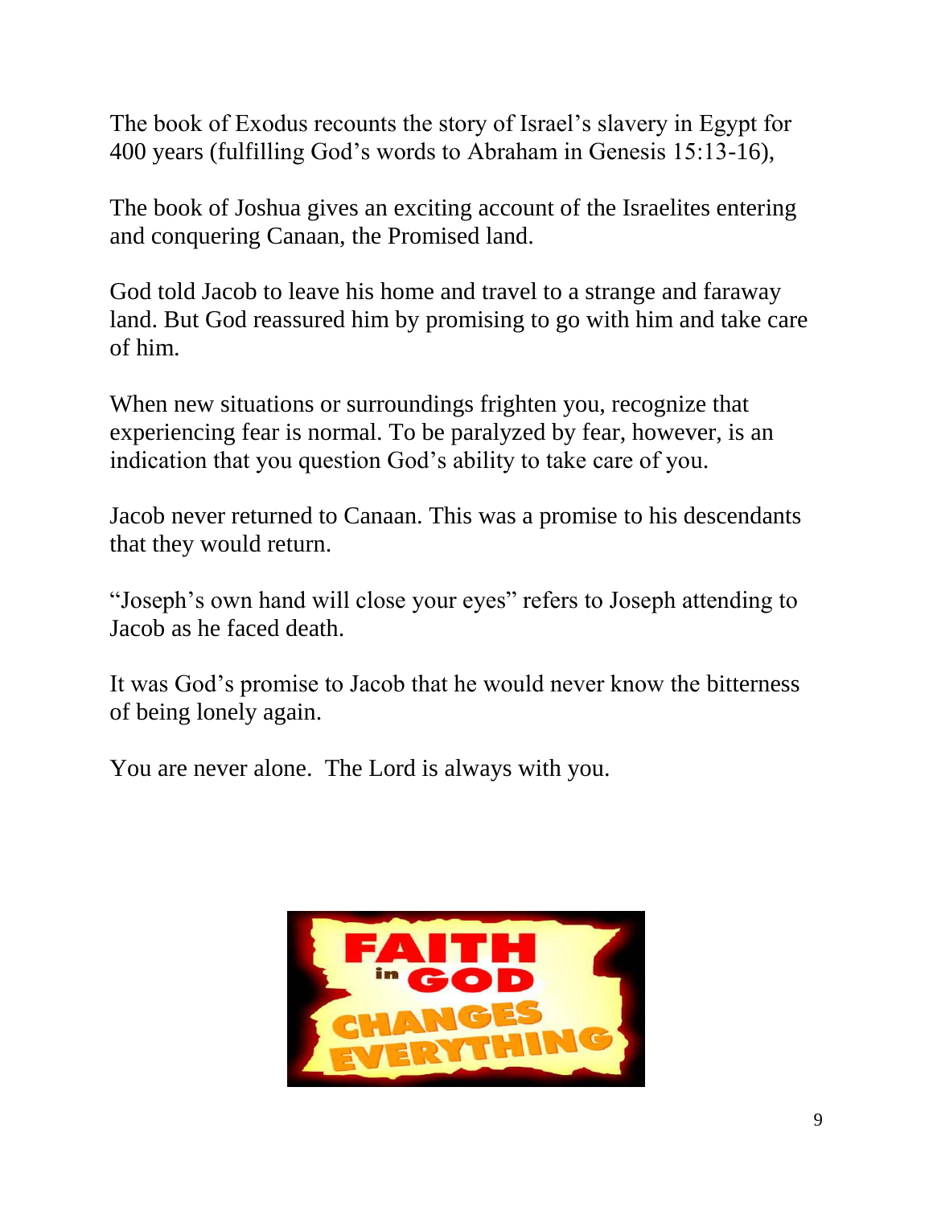The book of Exodus recounts the story of Israel's slavery in Egypt for 400 years (fulfilling God's words to Abraham in Genesis 15:13-16),

The book of Joshua gives an exciting account of the Israelites entering and conquering Canaan, the Promised land.

God told Jacob to leave his home and travel to a strange and faraway land. But God reassured him by promising to go with him and take care of him.

When new situations or surroundings frighten you, recognize that experiencing fear is normal. To be paralyzed by fear, however, is an indication that you question God's ability to take care of you.

Jacob never returned to Canaan. This was a promise to his descendants that they would return.

"Joseph's own hand will close your eyes" refers to Joseph attending to Jacob as he faced death.

It was God's promise to Jacob that he would never know the bitterness of being lonely again.

You are never alone. The Lord is always with you.

FAITH in GOD CHANGES EVERYTHING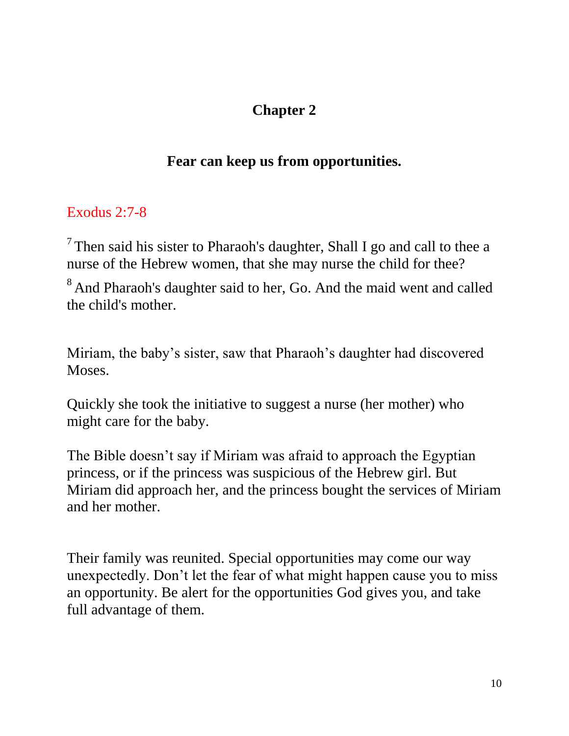## Chapter 2

### Fear can keep us from opportunities.

Exodus 2:7-8

[7] Then said his sister to Pharaoh's daughter, Shall I go and call to thee a nurse of the Hebrew women, that she may nurse the child for thee?

[8] And Pharaoh's daughter said to her, Go. And the maid went and called the child's mother.

Miriam, the baby's sister, saw that Pharaoh's daughter had discovered Moses.

Quickly she took the initiative to suggest a nurse (her mother) who might care for the baby.

The Bible doesn't say if Miriam was afraid to approach the Egyptian princess, or if the princess was suspicious of the Hebrew girl. But Miriam did approach her, and the princess bought the services of Miriam and her mother.

Their family was reunited. Special opportunities may come our way unexpectedly. Don't let the fear of what might happen cause you to miss an opportunity. Be alert for the opportunities God gives you, and take full advantage of them.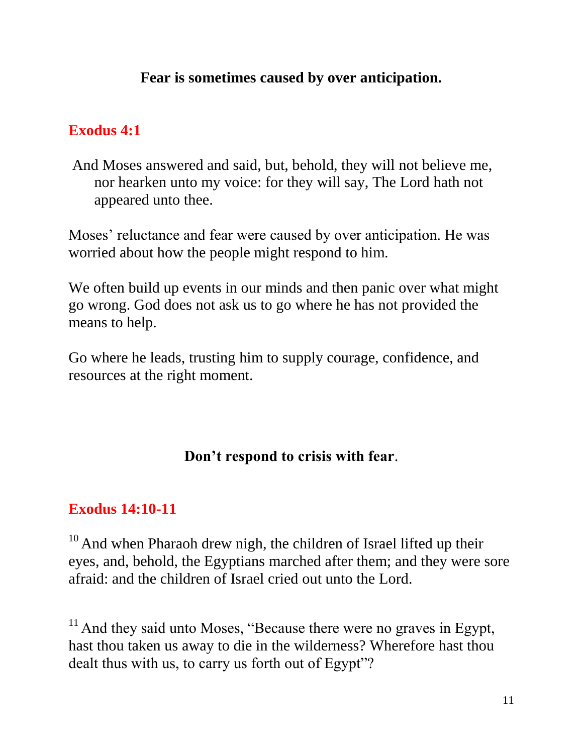**Fear is sometimes caused by over anticipation.**

**Exodus 4:1**

And Moses answered and said, but, behold, they will not believe me, nor hearken unto my voice: for they will say, The Lord hath not appeared unto thee.

Moses' reluctance and fear were caused by over anticipation. He was worried about how the people might respond to him.

We often build up events in our minds and then panic over what might go wrong. God does not ask us to go where he has not provided the means to help.

Go where he leads, trusting him to supply courage, confidence, and resources at the right moment.

**Don't respond to crisis with fear**.

**Exodus 14:10-11**

[10] And when Pharaoh drew nigh, the children of Israel lifted up their eyes, and, behold, the Egyptians marched after them; and they were sore afraid: and the children of Israel cried out unto the Lord.

[11] And they said unto Moses, "Because there were no graves in Egypt, hast thou taken us away to die in the wilderness? Wherefore hast thou dealt thus with us, to carry us forth out of Egypt"?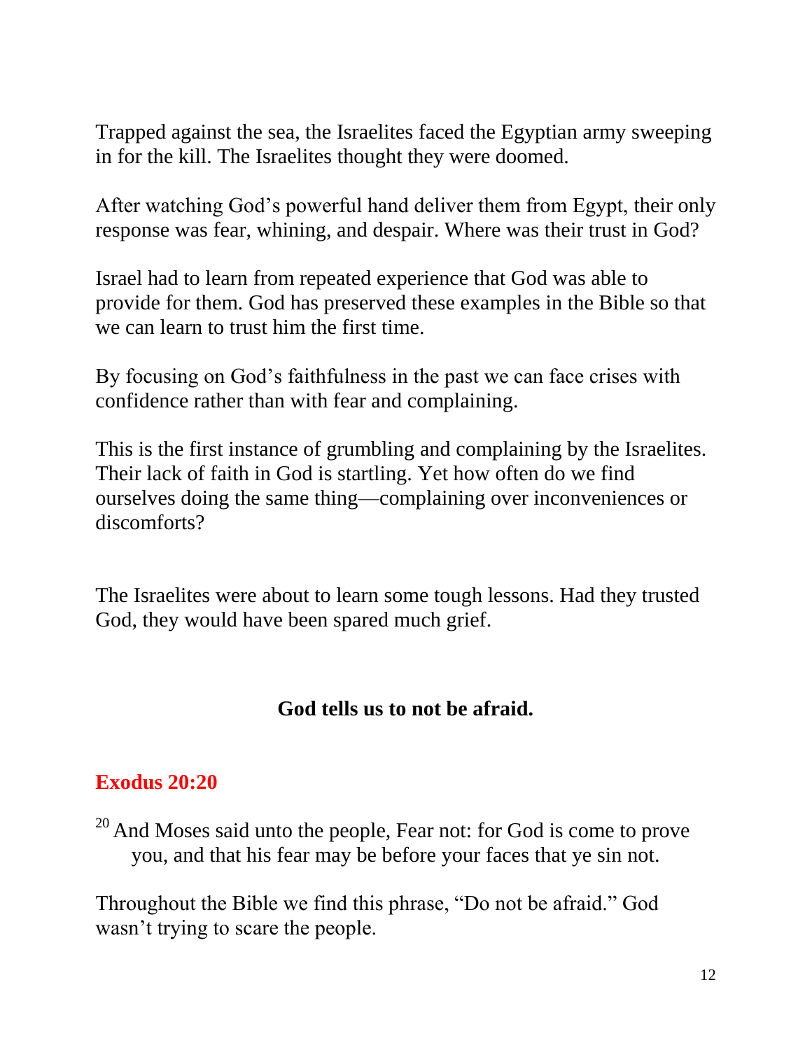Trapped against the sea, the Israelites faced the Egyptian army sweeping in for the kill. The Israelites thought they were doomed.

After watching God's powerful hand deliver them from Egypt, their only response was fear, whining, and despair. Where was their trust in God?

Israel had to learn from repeated experience that God was able to provide for them. God has preserved these examples in the Bible so that we can learn to trust him the first time.

By focusing on God's faithfulness in the past we can face crises with confidence rather than with fear and complaining.

This is the first instance of grumbling and complaining by the Israelites. Their lack of faith in God is startling. Yet how often do we find ourselves doing the same thing—complaining over inconveniences or discomforts?

The Israelites were about to learn some tough lessons. Had they trusted God, they would have been spared much grief.

**God tells us to not be afraid.**

**Exodus 20:20**

[20] And Moses said unto the people, Fear not: for God is come to prove you, and that his fear may be before your faces that ye sin not.

Throughout the Bible we find this phrase, "Do not be afraid." God wasn't trying to scare the people.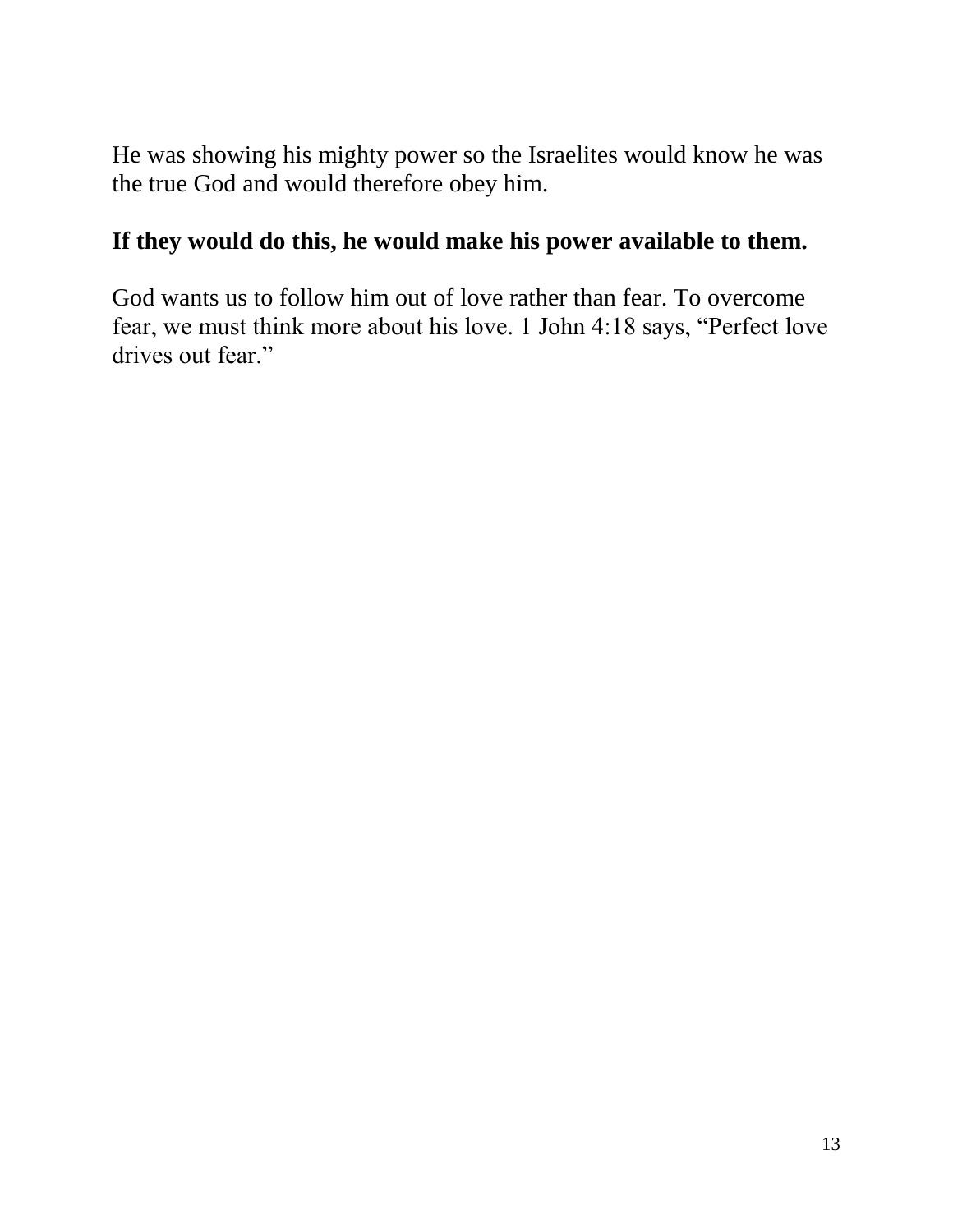He was showing his mighty power so the Israelites would know he was the true God and would therefore obey him.

**If they would do this, he would make his power available to them.**

God wants us to follow him out of love rather than fear. To overcome fear, we must think more about his love. 1 John 4:18 says, “Perfect love drives out fear.”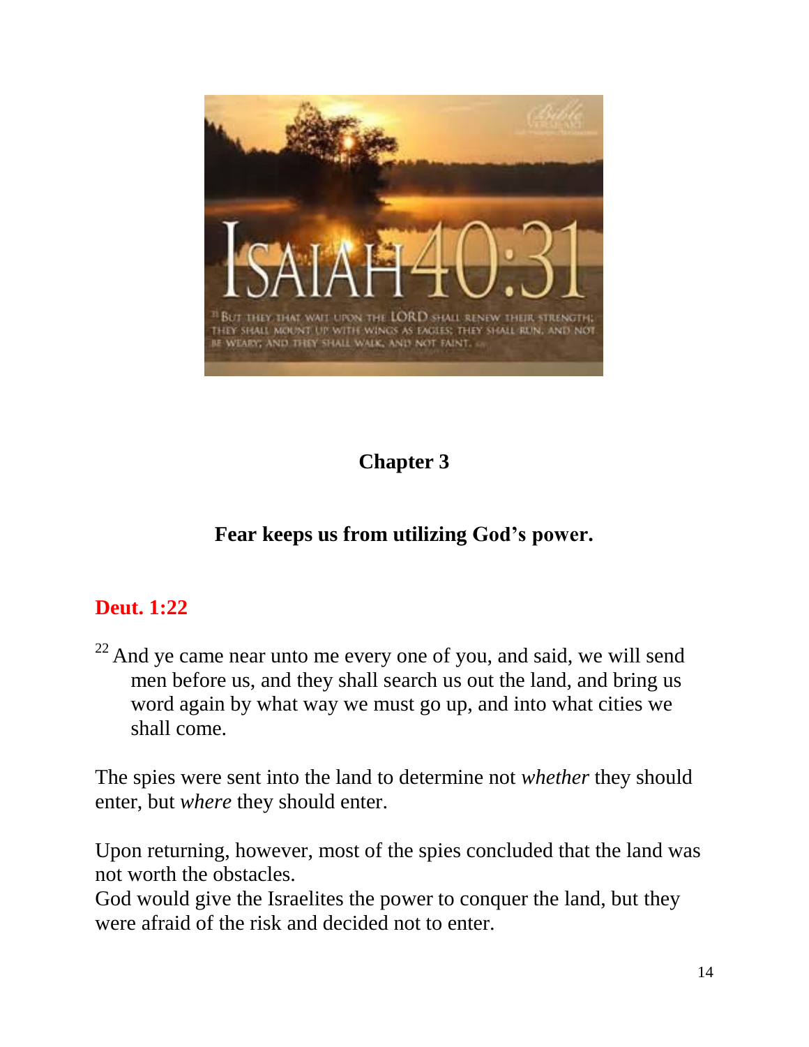## Chapter 3

### Fear keeps us from utilizing God's power.

**Deut. 1:22**

[22] And ye came near unto me every one of you, and said, we will send men before us, and they shall search us out the land, and bring us word again by what way we must go up, and into what cities we shall come.

The spies were sent into the land to determine not *whether* they should enter, but *where* they should enter.

Upon returning, however, most of the spies concluded that the land was not worth the obstacles.
God would give the Israelites the power to conquer the land, but they were afraid of the risk and decided not to enter.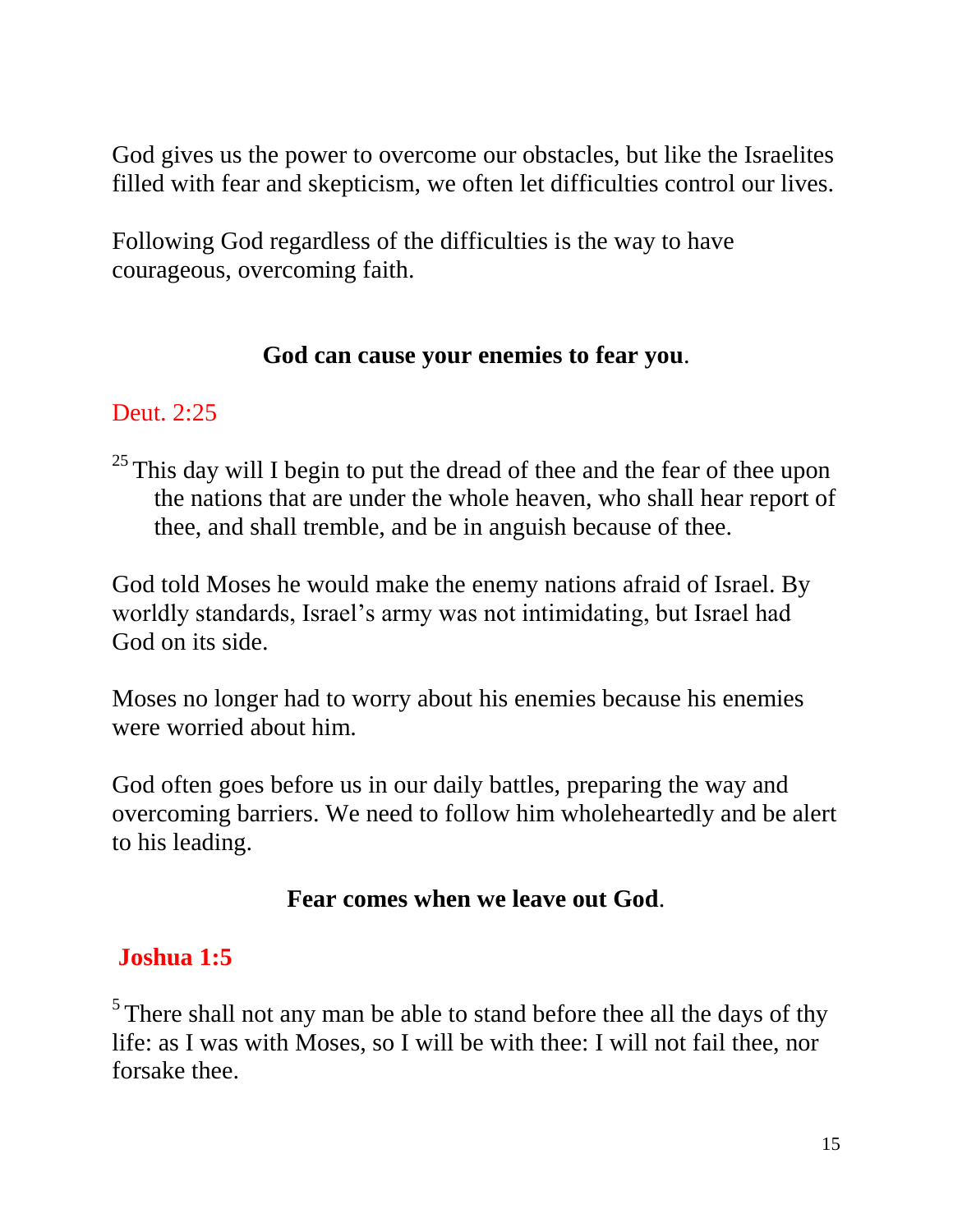God gives us the power to overcome our obstacles, but like the Israelites filled with fear and skepticism, we often let difficulties control our lives.

Following God regardless of the difficulties is the way to have courageous, overcoming faith.

**God can cause your enemies to fear you**.

Deut. 2:25

[25] This day will I begin to put the dread of thee and the fear of thee upon the nations that are under the whole heaven, who shall hear report of thee, and shall tremble, and be in anguish because of thee.

God told Moses he would make the enemy nations afraid of Israel. By worldly standards, Israel's army was not intimidating, but Israel had God on its side.

Moses no longer had to worry about his enemies because his enemies were worried about him.

God often goes before us in our daily battles, preparing the way and overcoming barriers. We need to follow him wholeheartedly and be alert to his leading.

**Fear comes when we leave out God**.

**Joshua 1:5**

[5] There shall not any man be able to stand before thee all the days of thy life: as I was with Moses, so I will be with thee: I will not fail thee, nor forsake thee.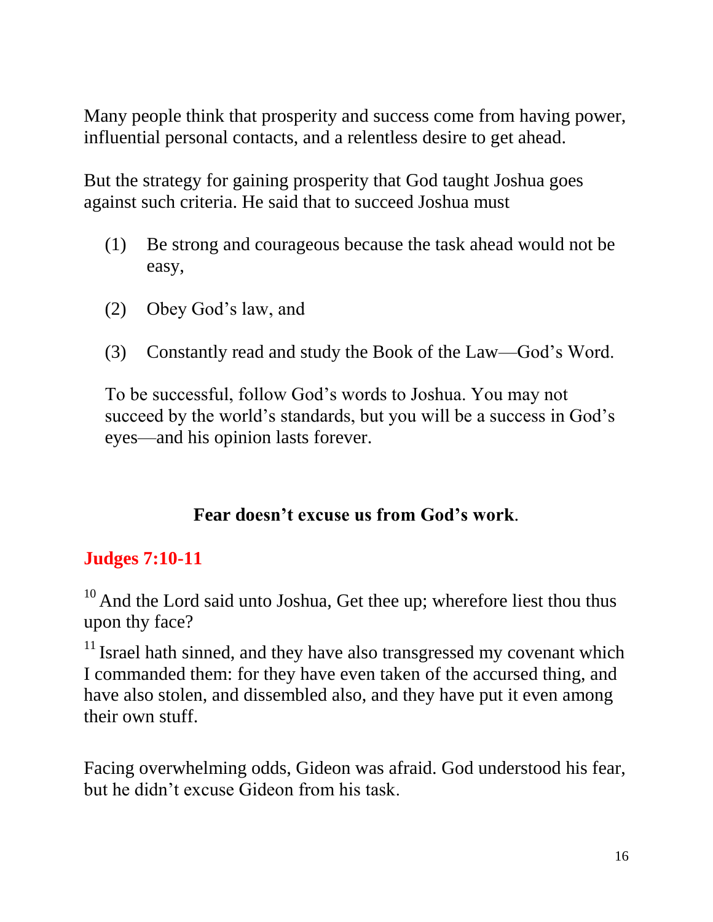Many people think that prosperity and success come from having power, influential personal contacts, and a relentless desire to get ahead.

But the strategy for gaining prosperity that God taught Joshua goes against such criteria. He said that to succeed Joshua must

(1) Be strong and courageous because the task ahead would not be easy,

(2) Obey God's law, and

(3) Constantly read and study the Book of the Law—God's Word.

To be successful, follow God's words to Joshua. You may not succeed by the world's standards, but you will be a success in God's eyes—and his opinion lasts forever.

**Fear doesn't excuse us from God's work.**

## Judges 7:10-11

[10] And the Lord said unto Joshua, Get thee up; wherefore liest thou thus upon thy face?

[11] Israel hath sinned, and they have also transgressed my covenant which I commanded them: for they have even taken of the accursed thing, and have also stolen, and dissembled also, and they have put it even among their own stuff.

Facing overwhelming odds, Gideon was afraid. God understood his fear, but he didn't excuse Gideon from his task.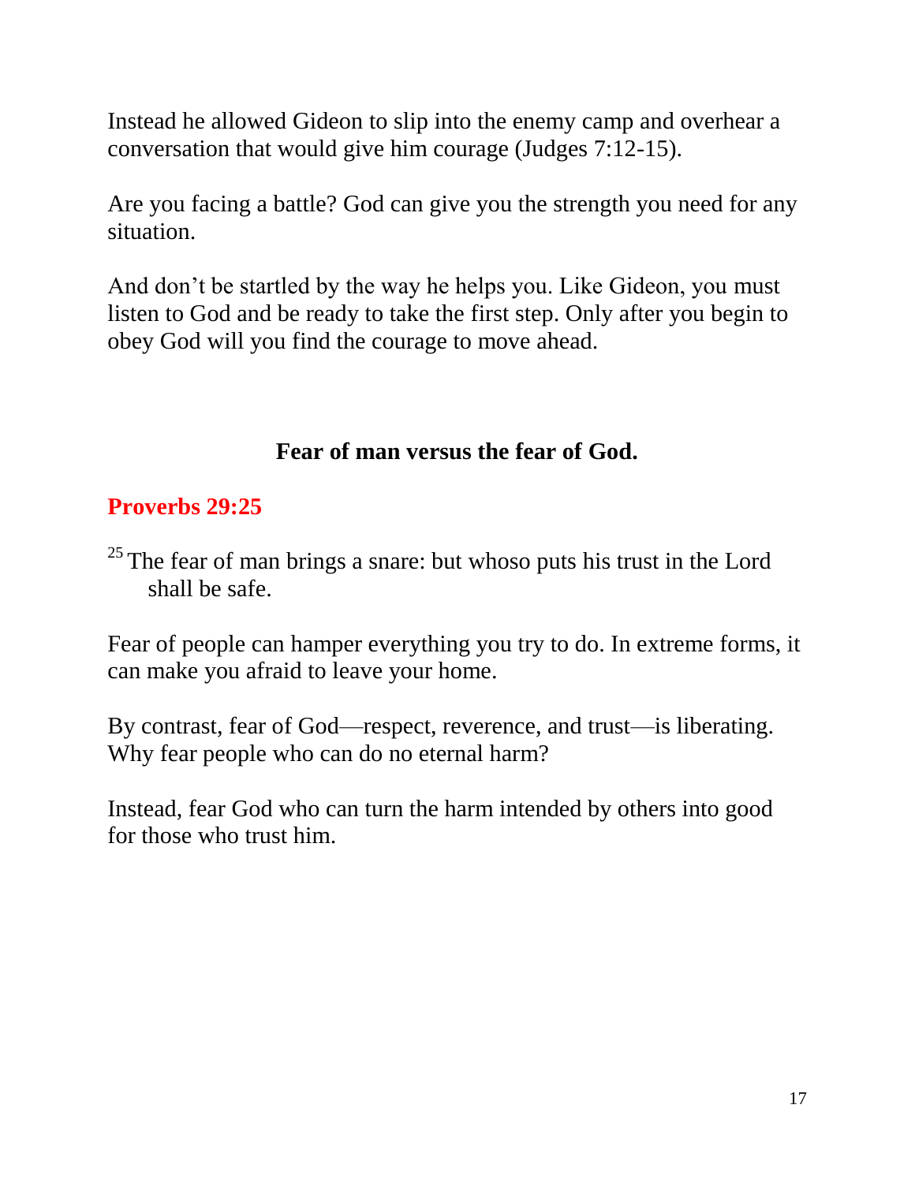Instead he allowed Gideon to slip into the enemy camp and overhear a conversation that would give him courage (Judges 7:12-15).

Are you facing a battle? God can give you the strength you need for any situation.

And don't be startled by the way he helps you. Like Gideon, you must listen to God and be ready to take the first step. Only after you begin to obey God will you find the courage to move ahead.

## Fear of man versus the fear of God.

### Proverbs 29:25

[25] The fear of man brings a snare: but whoso puts his trust in the Lord shall be safe.

Fear of people can hamper everything you try to do. In extreme forms, it can make you afraid to leave your home.

By contrast, fear of God—respect, reverence, and trust—is liberating. Why fear people who can do no eternal harm?

Instead, fear God who can turn the harm intended by others into good for those who trust him.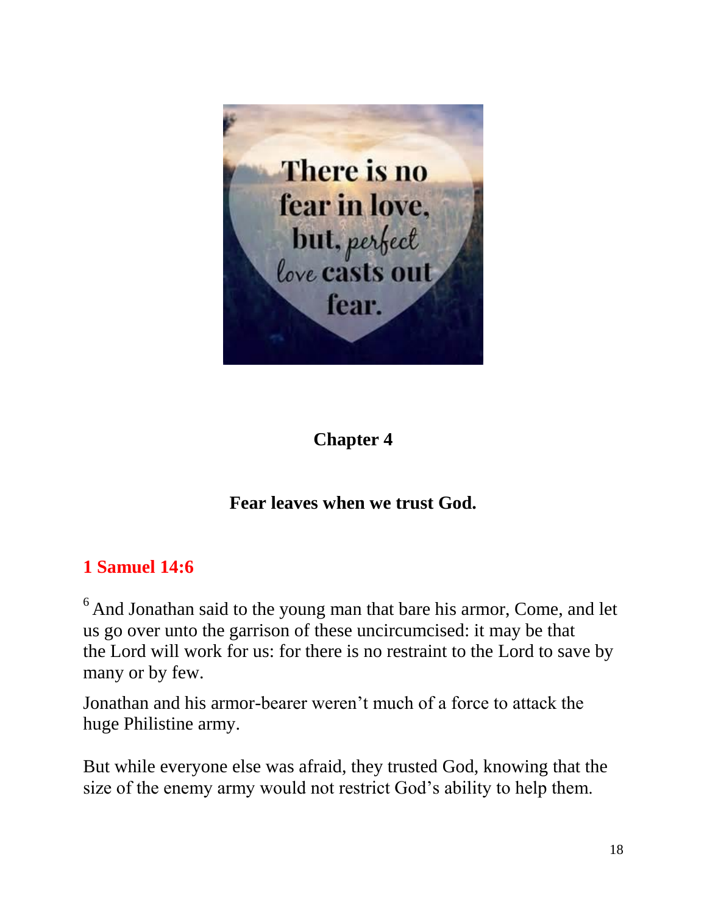There is no fear in love, but, perfect love casts out fear.

**Chapter 4**

**Fear leaves when we trust God.**

**1 Samuel 14:6**

[6] And Jonathan said to the young man that bare his armor, Come, and let us go over unto the garrison of these uncircumcised: it may be that the Lord will work for us: for there is no restraint to the Lord to save by many or by few.

Jonathan and his armor-bearer weren't much of a force to attack the huge Philistine army.

But while everyone else was afraid, they trusted God, knowing that the size of the enemy army would not restrict God's ability to help them.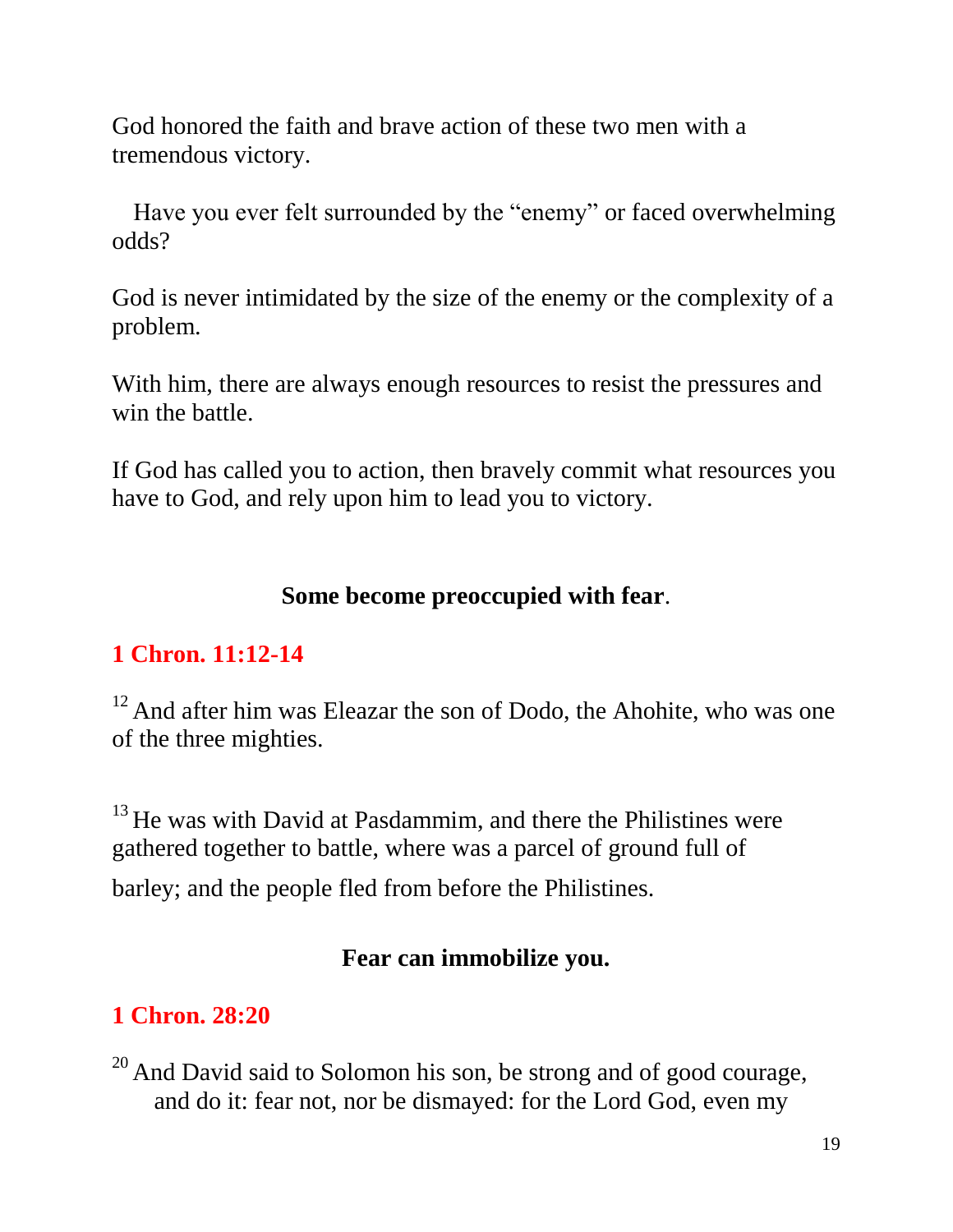God honored the faith and brave action of these two men with a tremendous victory.

Have you ever felt surrounded by the "enemy" or faced overwhelming odds?

God is never intimidated by the size of the enemy or the complexity of a problem.

With him, there are always enough resources to resist the pressures and win the battle.

If God has called you to action, then bravely commit what resources you have to God, and rely upon him to lead you to victory.

**Some become preoccupied with fear**.

**1 Chron. 11:12-14**

[12] And after him was Eleazar the son of Dodo, the Ahohite, who was one of the three mighties.

[13] He was with David at Pasdammim, and there the Philistines were gathered together to battle, where was a parcel of ground full of barley; and the people fled from before the Philistines.

**Fear can immobilize you.**

**1 Chron. 28:20**

[20] And David said to Solomon his son, be strong and of good courage, and do it: fear not, nor be dismayed: for the Lord God, even my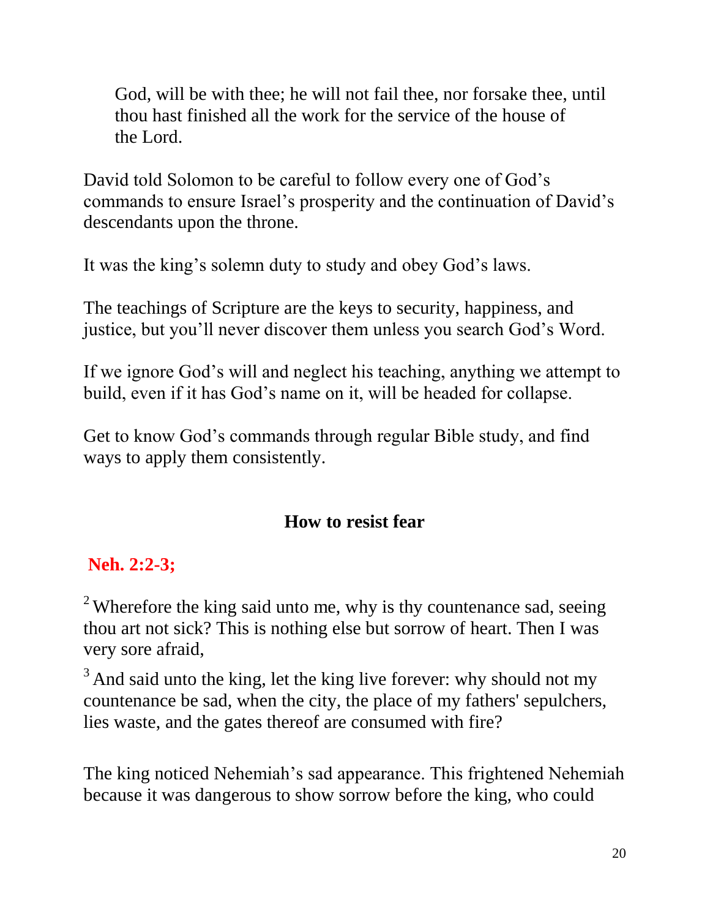> God, will be with thee; he will not fail thee, nor forsake thee, until thou hast finished all the work for the service of the house of the Lord.

David told Solomon to be careful to follow every one of God's commands to ensure Israel's prosperity and the continuation of David's descendants upon the throne.

It was the king's solemn duty to study and obey God's laws.

The teachings of Scripture are the keys to security, happiness, and justice, but you'll never discover them unless you search God's Word.

If we ignore God's will and neglect his teaching, anything we attempt to build, even if it has God's name on it, will be headed for collapse.

Get to know God's commands through regular Bible study, and find ways to apply them consistently.

### How to resist fear

**Neh. 2:2-3;**

[2] Wherefore the king said unto me, why is thy countenance sad, seeing thou art not sick? This is nothing else but sorrow of heart. Then I was very sore afraid,

[3] And said unto the king, let the king live forever: why should not my countenance be sad, when the city, the place of my fathers' sepulchers, lies waste, and the gates thereof are consumed with fire?

The king noticed Nehemiah's sad appearance. This frightened Nehemiah because it was dangerous to show sorrow before the king, who could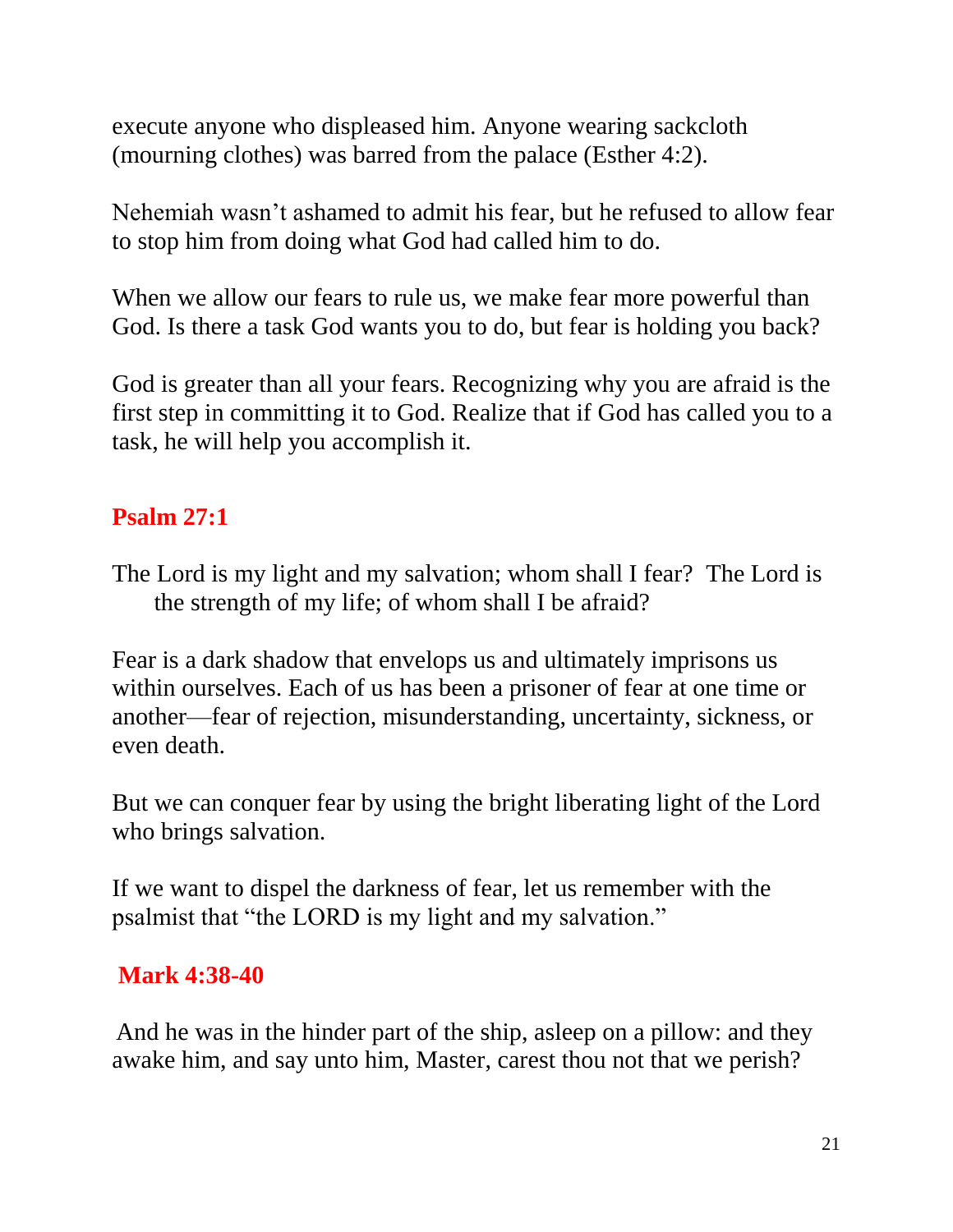execute anyone who displeased him. Anyone wearing sackcloth (mourning clothes) was barred from the palace (Esther 4:2).

Nehemiah wasn't ashamed to admit his fear, but he refused to allow fear to stop him from doing what God had called him to do.

When we allow our fears to rule us, we make fear more powerful than God. Is there a task God wants you to do, but fear is holding you back?

God is greater than all your fears. Recognizing why you are afraid is the first step in committing it to God. Realize that if God has called you to a task, he will help you accomplish it.

**Psalm 27:1**

The Lord is my light and my salvation; whom shall I fear? The Lord is the strength of my life; of whom shall I be afraid?

Fear is a dark shadow that envelops us and ultimately imprisons us within ourselves. Each of us has been a prisoner of fear at one time or another—fear of rejection, misunderstanding, uncertainty, sickness, or even death.

But we can conquer fear by using the bright liberating light of the Lord who brings salvation.

If we want to dispel the darkness of fear, let us remember with the psalmist that "the LORD is my light and my salvation."

**Mark 4:38-40**

And he was in the hinder part of the ship, asleep on a pillow: and they awake him, and say unto him, Master, carest thou not that we perish?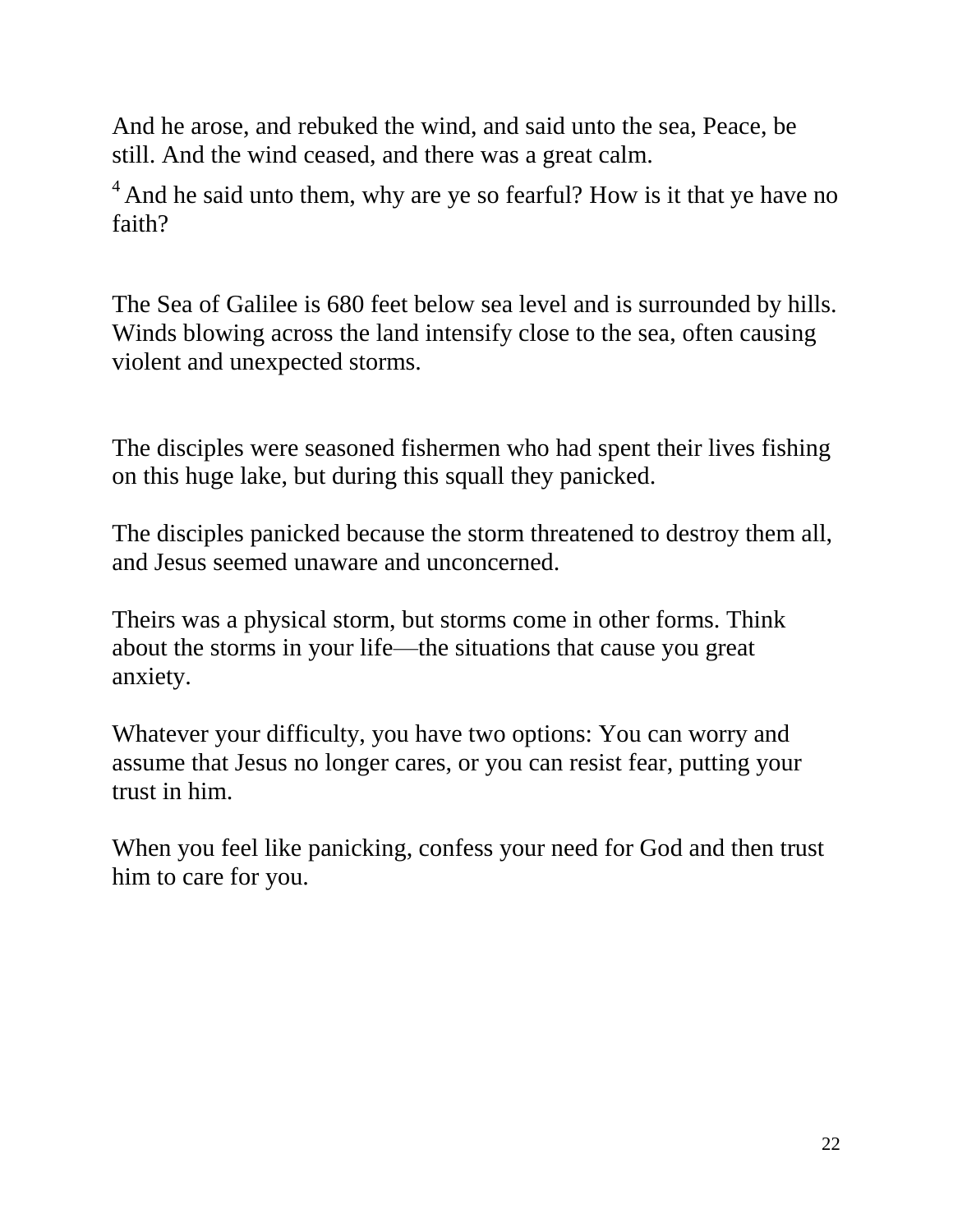And he arose, and rebuked the wind, and said unto the sea, Peace, be still. And the wind ceased, and there was a great calm.

[4] And he said unto them, why are ye so fearful? How is it that ye have no faith?

The Sea of Galilee is 680 feet below sea level and is surrounded by hills. Winds blowing across the land intensify close to the sea, often causing violent and unexpected storms.

The disciples were seasoned fishermen who had spent their lives fishing on this huge lake, but during this squall they panicked.

The disciples panicked because the storm threatened to destroy them all, and Jesus seemed unaware and unconcerned.

Theirs was a physical storm, but storms come in other forms. Think about the storms in your life—the situations that cause you great anxiety.

Whatever your difficulty, you have two options: You can worry and assume that Jesus no longer cares, or you can resist fear, putting your trust in him.

When you feel like panicking, confess your need for God and then trust him to care for you.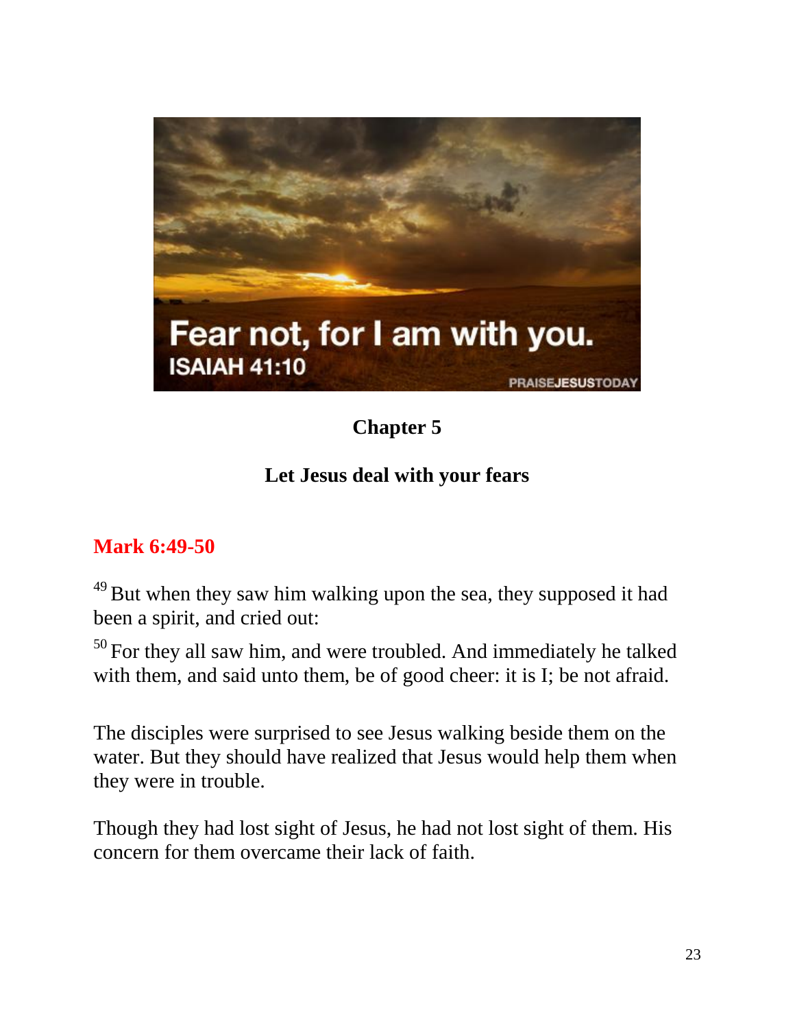## Chapter 5

## Let Jesus deal with your fears

**Mark 6:49-50**

[49] But when they saw him walking upon the sea, they supposed it had been a spirit, and cried out:

[50] For they all saw him, and were troubled. And immediately he talked with them, and said unto them, be of good cheer: it is I; be not afraid.

The disciples were surprised to see Jesus walking beside them on the water. But they should have realized that Jesus would help them when they were in trouble.

Though they had lost sight of Jesus, he had not lost sight of them. His concern for them overcame their lack of faith.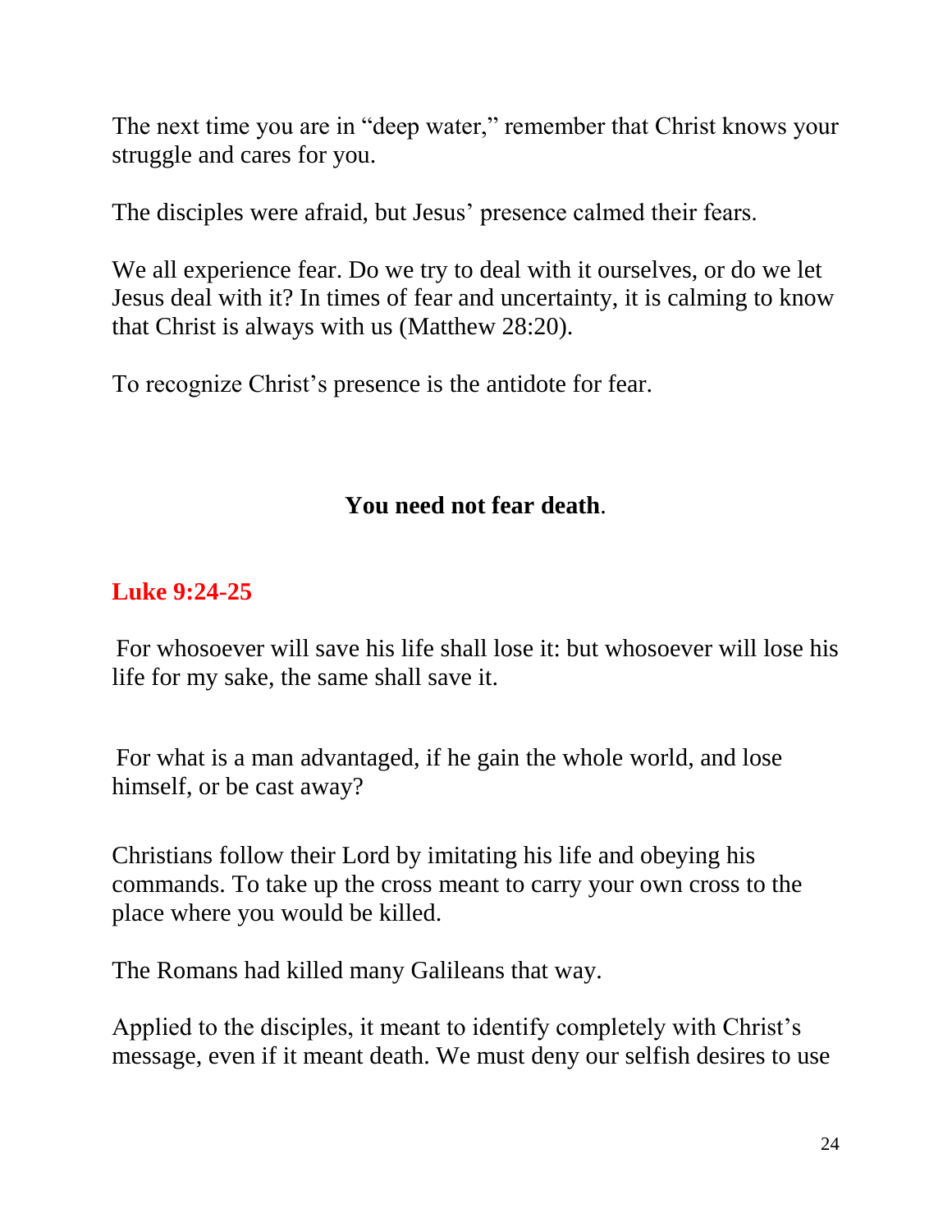The next time you are in "deep water," remember that Christ knows your struggle and cares for you.

The disciples were afraid, but Jesus' presence calmed their fears.

We all experience fear. Do we try to deal with it ourselves, or do we let Jesus deal with it? In times of fear and uncertainty, it is calming to know that Christ is always with us (Matthew 28:20).

To recognize Christ's presence is the antidote for fear.

## **You need not fear death**.

### **Luke 9:24-25**

For whosoever will save his life shall lose it: but whosoever will lose his life for my sake, the same shall save it.

For what is a man advantaged, if he gain the whole world, and lose himself, or be cast away?

Christians follow their Lord by imitating his life and obeying his commands. To take up the cross meant to carry your own cross to the place where you would be killed.

The Romans had killed many Galileans that way.

Applied to the disciples, it meant to identify completely with Christ's message, even if it meant death. We must deny our selfish desires to use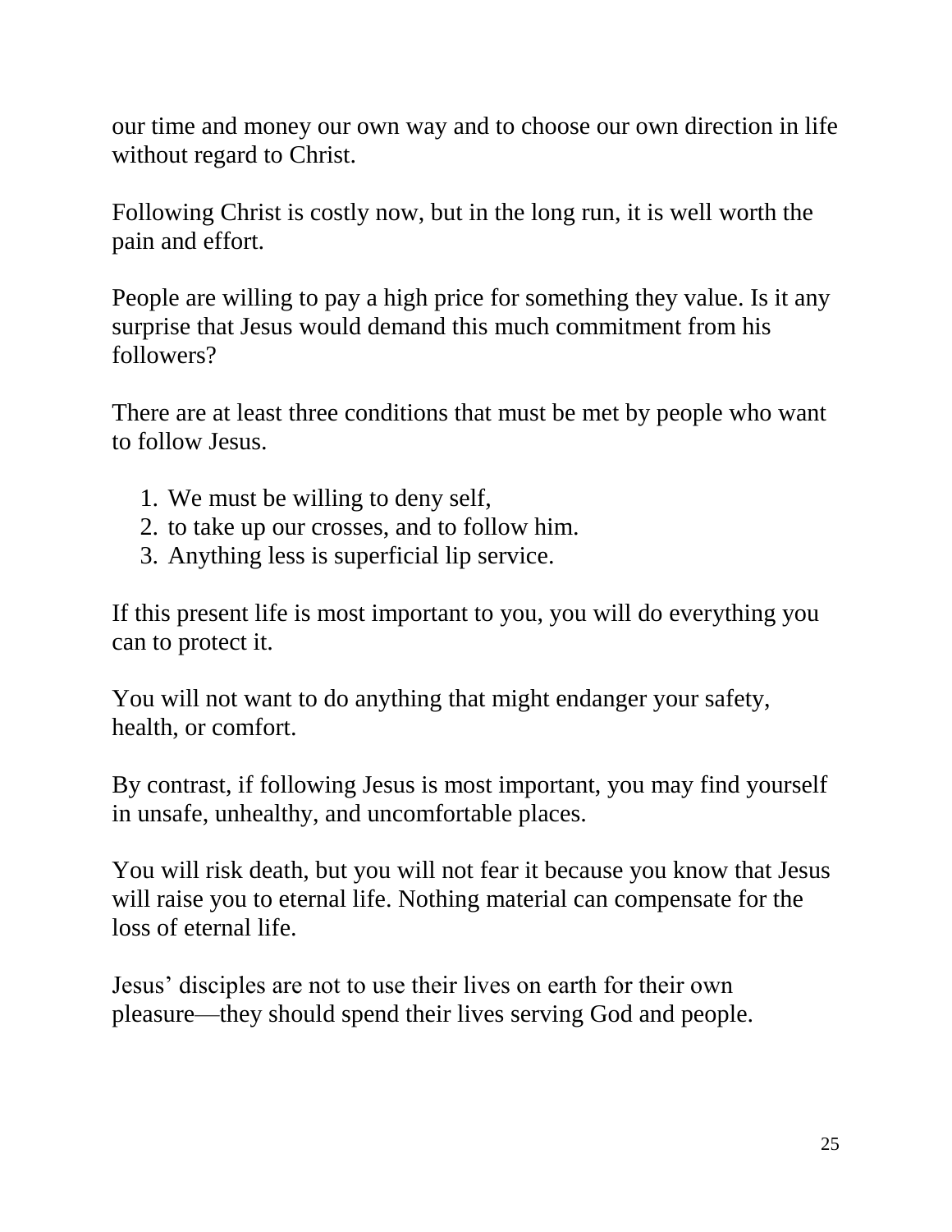our time and money our own way and to choose our own direction in life without regard to Christ.

Following Christ is costly now, but in the long run, it is well worth the pain and effort.

People are willing to pay a high price for something they value. Is it any surprise that Jesus would demand this much commitment from his followers?

There are at least three conditions that must be met by people who want to follow Jesus.

1. We must be willing to deny self,
2. to take up our crosses, and to follow him.
3. Anything less is superficial lip service.

If this present life is most important to you, you will do everything you can to protect it.

You will not want to do anything that might endanger your safety, health, or comfort.

By contrast, if following Jesus is most important, you may find yourself in unsafe, unhealthy, and uncomfortable places.

You will risk death, but you will not fear it because you know that Jesus will raise you to eternal life. Nothing material can compensate for the loss of eternal life.

Jesus' disciples are not to use their lives on earth for their own pleasure—they should spend their lives serving God and people.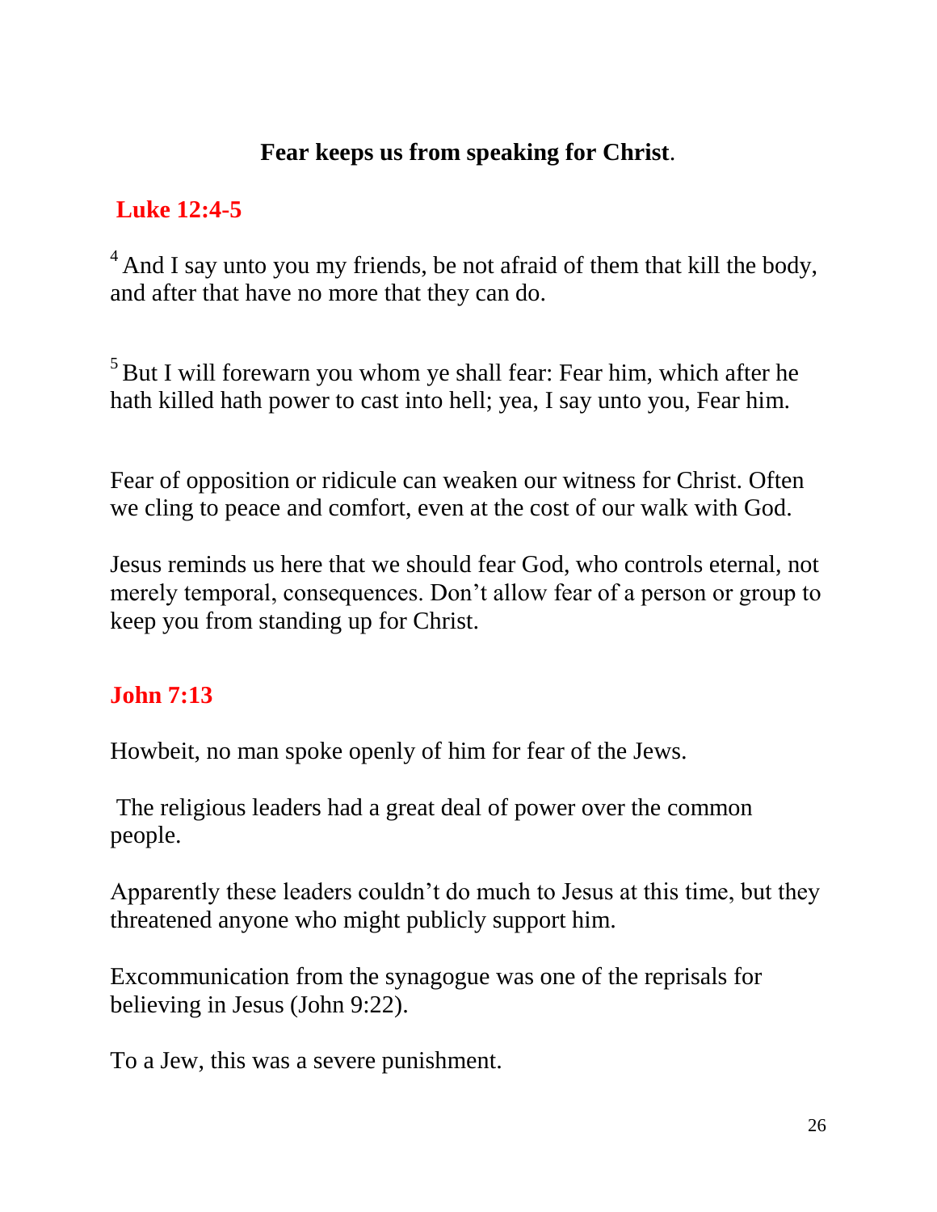## Fear keeps us from speaking for Christ.

### Luke 12:4-5

[4] And I say unto you my friends, be not afraid of them that kill the body, and after that have no more that they can do.

[5] But I will forewarn you whom ye shall fear: Fear him, which after he hath killed hath power to cast into hell; yea, I say unto you, Fear him.

Fear of opposition or ridicule can weaken our witness for Christ. Often we cling to peace and comfort, even at the cost of our walk with God.

Jesus reminds us here that we should fear God, who controls eternal, not merely temporal, consequences. Don't allow fear of a person or group to keep you from standing up for Christ.

### John 7:13

Howbeit, no man spoke openly of him for fear of the Jews.

The religious leaders had a great deal of power over the common people.

Apparently these leaders couldn't do much to Jesus at this time, but they threatened anyone who might publicly support him.

Excommunication from the synagogue was one of the reprisals for believing in Jesus (John 9:22).

To a Jew, this was a severe punishment.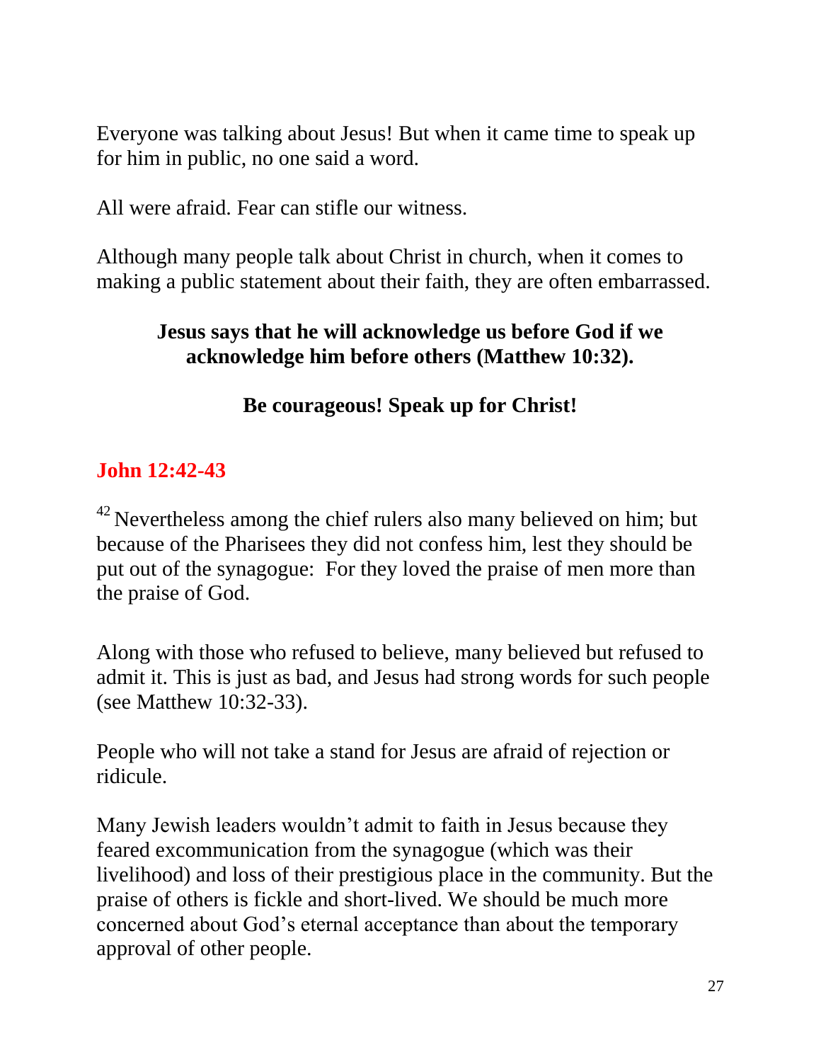Everyone was talking about Jesus! But when it came time to speak up for him in public, no one said a word.

All were afraid. Fear can stifle our witness.

Although many people talk about Christ in church, when it comes to making a public statement about their faith, they are often embarrassed.

**Jesus says that he will acknowledge us before God if we acknowledge him before others (Matthew 10:32).**

**Be courageous! Speak up for Christ!**

## John 12:42-43

[42] Nevertheless among the chief rulers also many believed on him; but because of the Pharisees they did not confess him, lest they should be put out of the synagogue: For they loved the praise of men more than the praise of God.

Along with those who refused to believe, many believed but refused to admit it. This is just as bad, and Jesus had strong words for such people (see Matthew 10:32-33).

People who will not take a stand for Jesus are afraid of rejection or ridicule.

Many Jewish leaders wouldn't admit to faith in Jesus because they feared excommunication from the synagogue (which was their livelihood) and loss of their prestigious place in the community. But the praise of others is fickle and short-lived. We should be much more concerned about God's eternal acceptance than about the temporary approval of other people.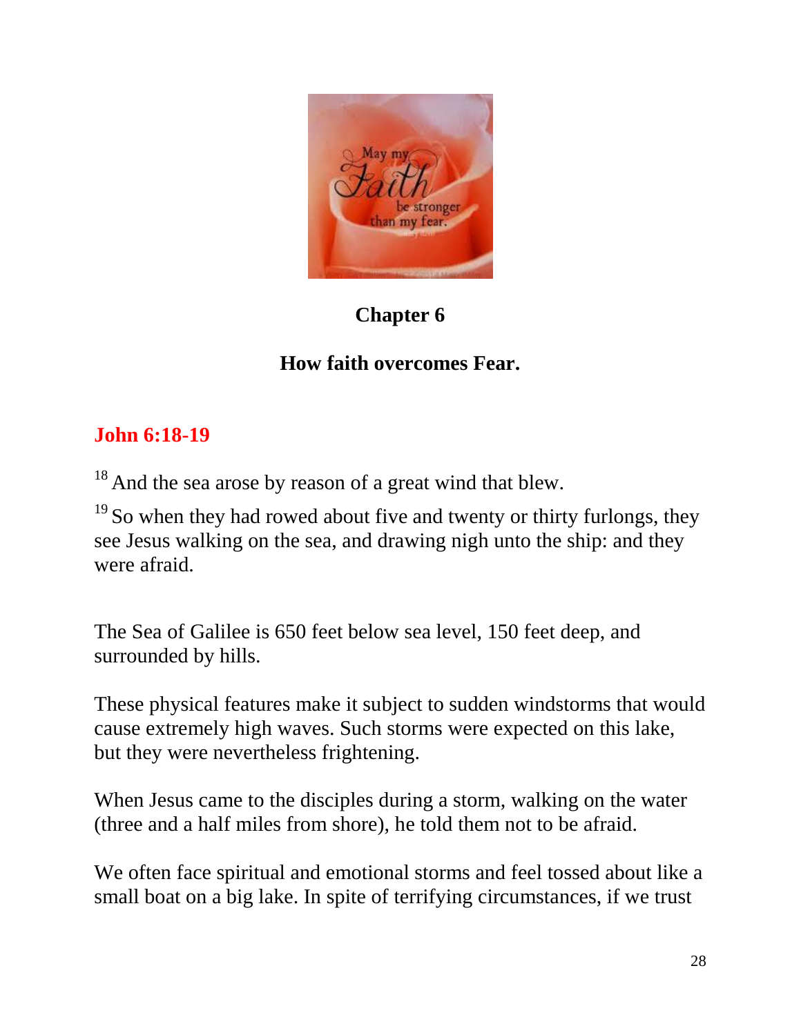## Chapter 6

## How faith overcomes Fear.

**John 6:18-19**

18 And the sea arose by reason of a great wind that blew.

19 So when they had rowed about five and twenty or thirty furlongs, they see Jesus walking on the sea, and drawing nigh unto the ship: and they were afraid.

The Sea of Galilee is 650 feet below sea level, 150 feet deep, and surrounded by hills.

These physical features make it subject to sudden windstorms that would cause extremely high waves. Such storms were expected on this lake, but they were nevertheless frightening.

When Jesus came to the disciples during a storm, walking on the water (three and a half miles from shore), he told them not to be afraid.

We often face spiritual and emotional storms and feel tossed about like a small boat on a big lake. In spite of terrifying circumstances, if we trust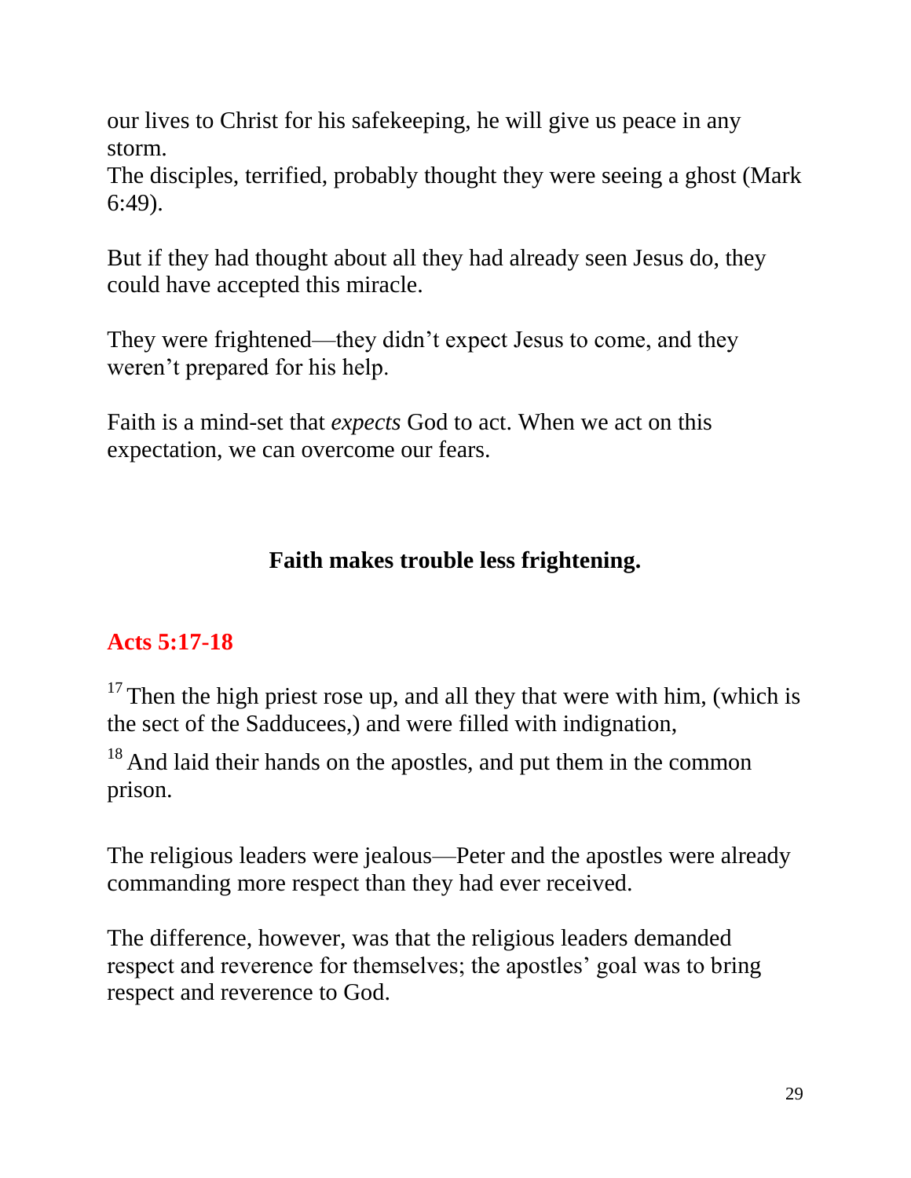our lives to Christ for his safekeeping, he will give us peace in any storm.
The disciples, terrified, probably thought they were seeing a ghost (Mark 6:49).

But if they had thought about all they had already seen Jesus do, they could have accepted this miracle.

They were frightened—they didn't expect Jesus to come, and they weren't prepared for his help.

Faith is a mind-set that *expects* God to act. When we act on this expectation, we can overcome our fears.

**Faith makes trouble less frightening.**

**Acts 5:17-18**

[17] Then the high priest rose up, and all they that were with him, (which is the sect of the Sadducees,) and were filled with indignation,

[18] And laid their hands on the apostles, and put them in the common prison.

The religious leaders were jealous—Peter and the apostles were already commanding more respect than they had ever received.

The difference, however, was that the religious leaders demanded respect and reverence for themselves; the apostles' goal was to bring respect and reverence to God.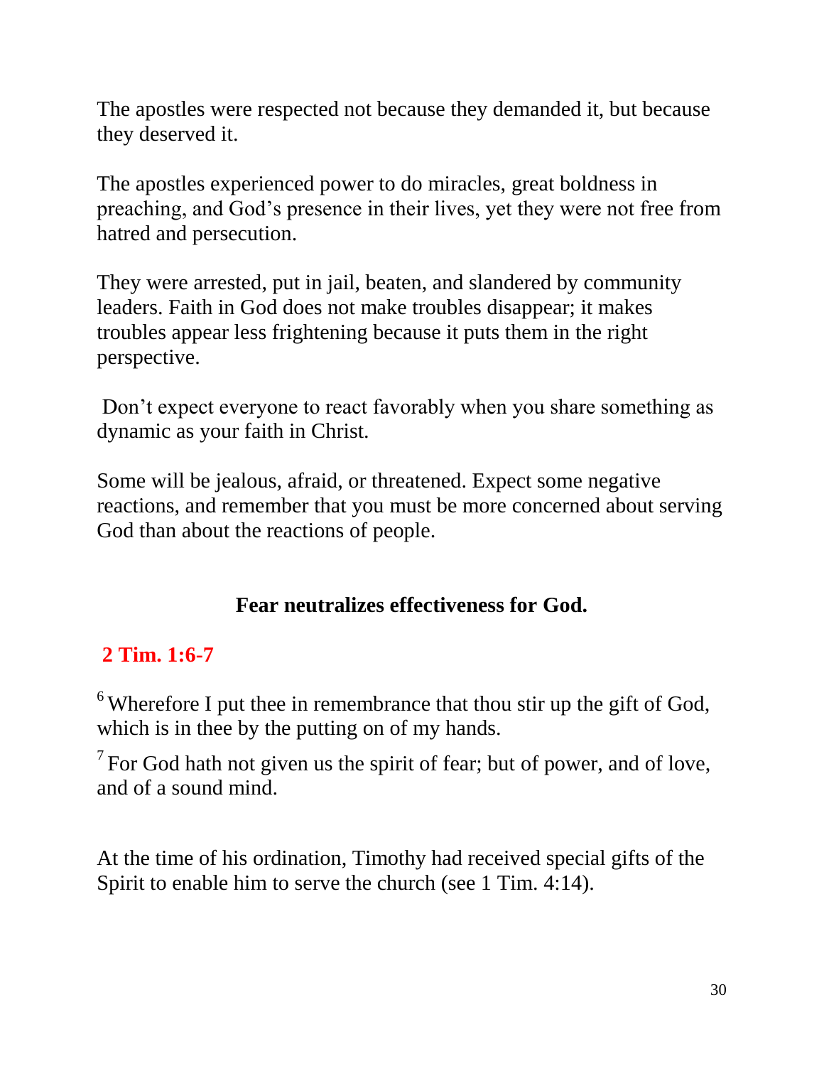The apostles were respected not because they demanded it, but because they deserved it.

The apostles experienced power to do miracles, great boldness in preaching, and God's presence in their lives, yet they were not free from hatred and persecution.

They were arrested, put in jail, beaten, and slandered by community leaders. Faith in God does not make troubles disappear; it makes troubles appear less frightening because it puts them in the right perspective.

Don't expect everyone to react favorably when you share something as dynamic as your faith in Christ.

Some will be jealous, afraid, or threatened. Expect some negative reactions, and remember that you must be more concerned about serving God than about the reactions of people.

**Fear neutralizes effectiveness for God.**

**2 Tim. 1:6-7**

[6] Wherefore I put thee in remembrance that thou stir up the gift of God, which is in thee by the putting on of my hands.

[7] For God hath not given us the spirit of fear; but of power, and of love, and of a sound mind.

At the time of his ordination, Timothy had received special gifts of the Spirit to enable him to serve the church (see 1 Tim. 4:14).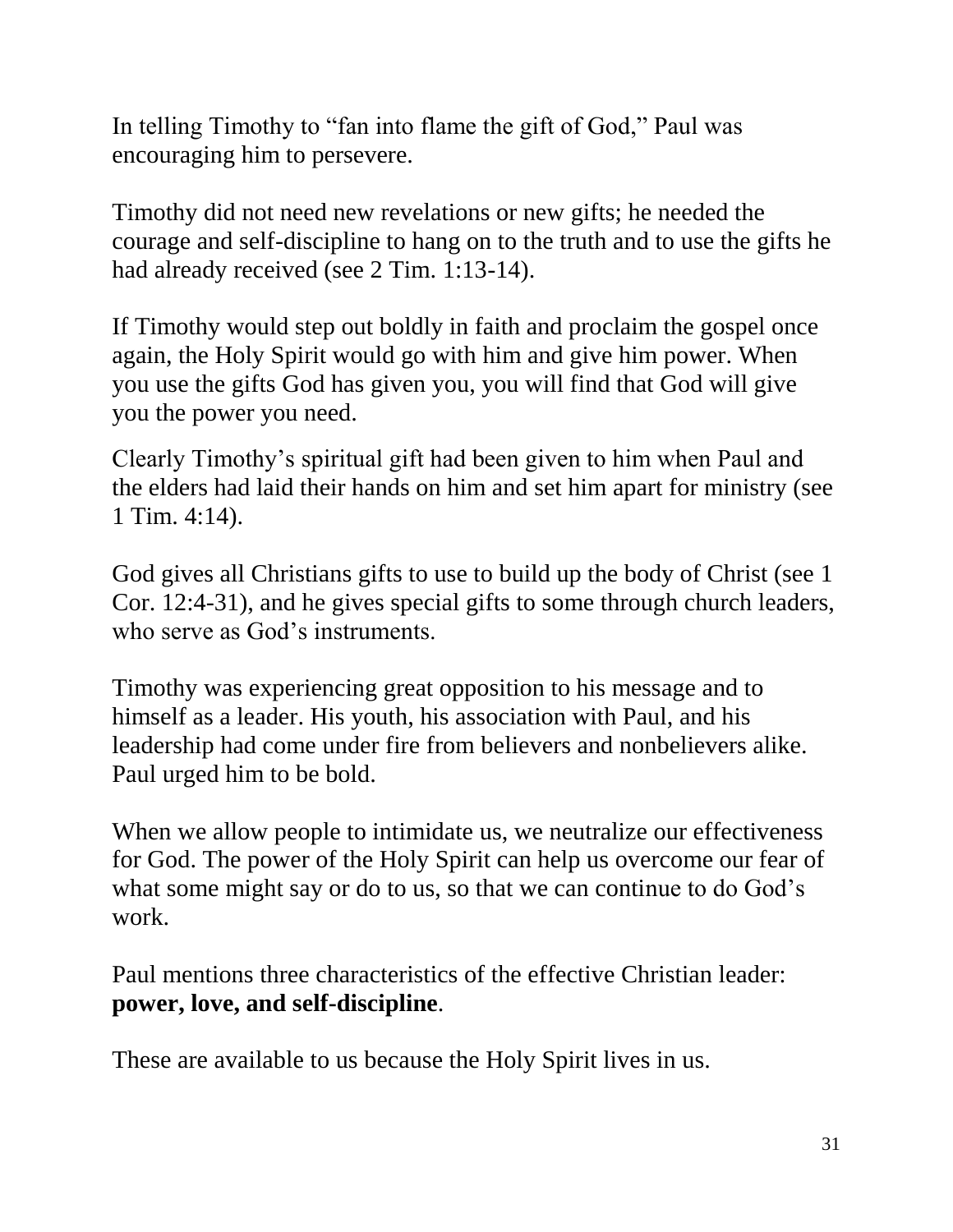In telling Timothy to "fan into flame the gift of God," Paul was encouraging him to persevere.

Timothy did not need new revelations or new gifts; he needed the courage and self-discipline to hang on to the truth and to use the gifts he had already received (see 2 Tim. 1:13-14).

If Timothy would step out boldly in faith and proclaim the gospel once again, the Holy Spirit would go with him and give him power. When you use the gifts God has given you, you will find that God will give you the power you need.

Clearly Timothy's spiritual gift had been given to him when Paul and the elders had laid their hands on him and set him apart for ministry (see 1 Tim. 4:14).

God gives all Christians gifts to use to build up the body of Christ (see 1 Cor. 12:4-31), and he gives special gifts to some through church leaders, who serve as God's instruments.

Timothy was experiencing great opposition to his message and to himself as a leader. His youth, his association with Paul, and his leadership had come under fire from believers and nonbelievers alike. Paul urged him to be bold.

When we allow people to intimidate us, we neutralize our effectiveness for God. The power of the Holy Spirit can help us overcome our fear of what some might say or do to us, so that we can continue to do God's work.

Paul mentions three characteristics of the effective Christian leader: **power, love, and self-discipline**.

These are available to us because the Holy Spirit lives in us.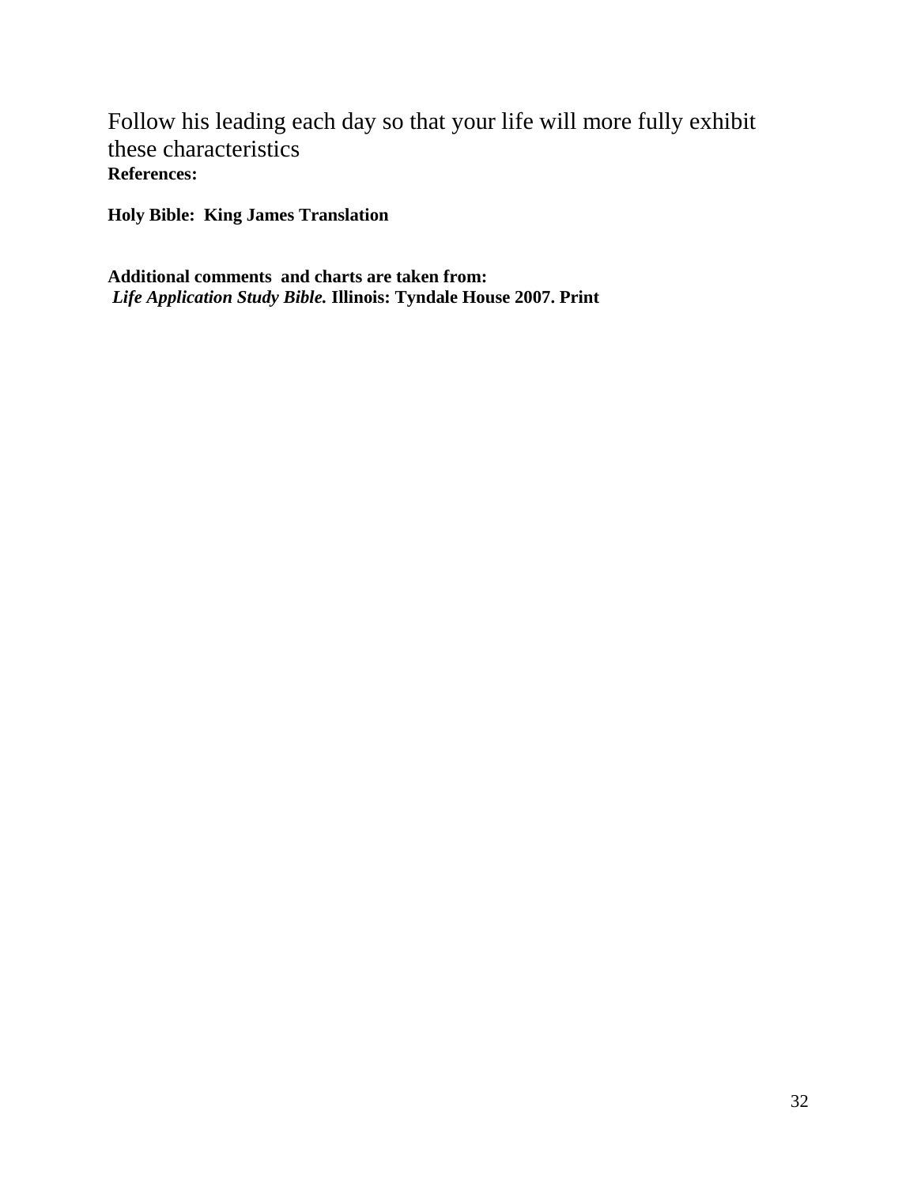Follow his leading each day so that your life will more fully exhibit these characteristics

**References:**

**Holy Bible: King James Translation**

**Additional comments and charts are taken from:**
***Life Application Study Bible.*** **Illinois: Tyndale House 2007. Print**